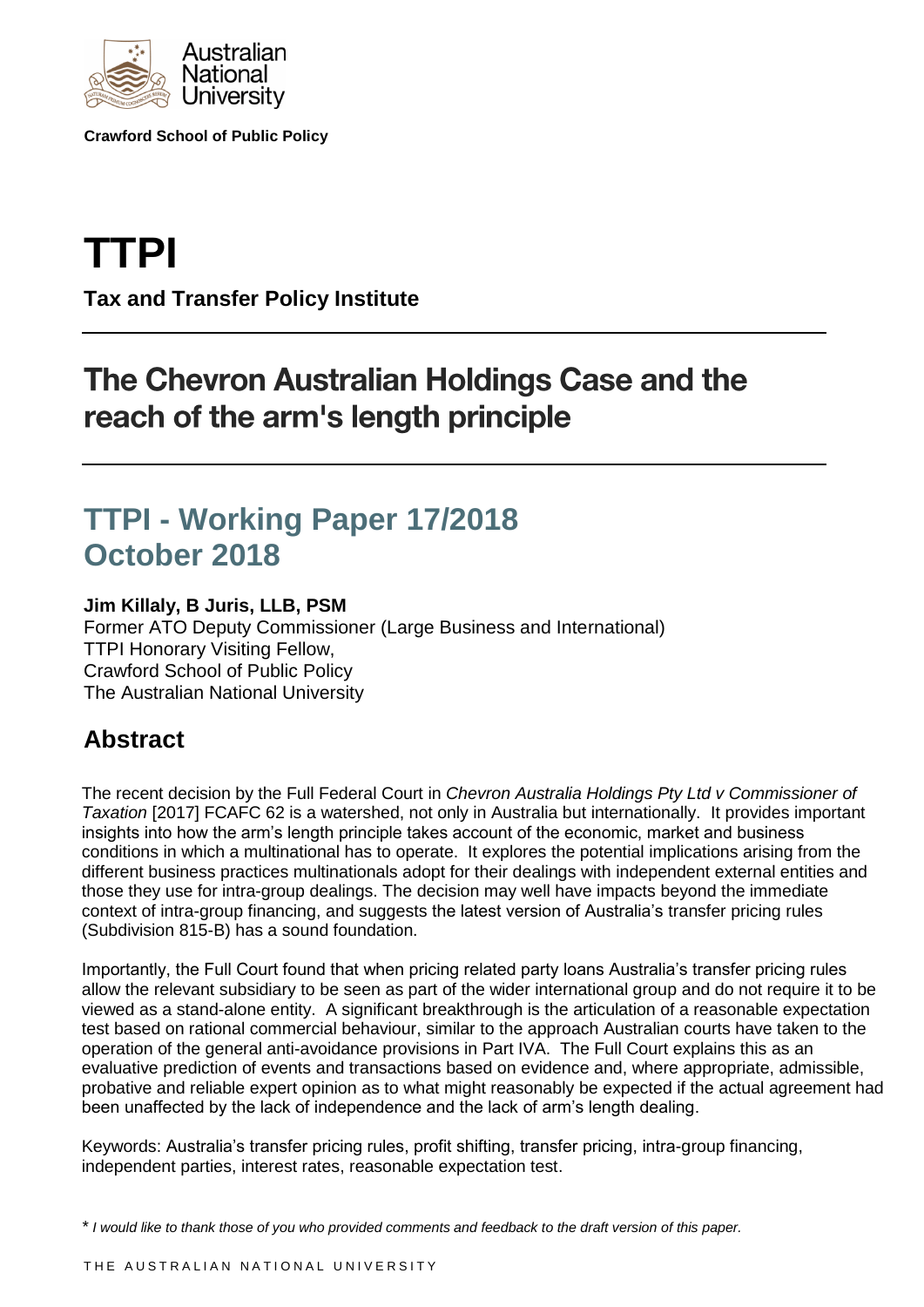Australian National University

**Crawford School of Public Policy**

# TTPI

**Tax and Transfer Policy Institute**

## The Chevron Australian Holdings Case and the reach of the arm's length principle

## TTPI - Working Paper 17/2018
## October 2018

**Jim Killaly, B Juris, LLB, PSM**
Former ATO Deputy Commissioner (Large Business and International)
TTPI Honorary Visiting Fellow,
Crawford School of Public Policy
The Australian National University

## Abstract

The recent decision by the Full Federal Court in *Chevron Australia Holdings Pty Ltd v Commissioner of Taxation* [2017] FCAFC 62 is a watershed, not only in Australia but internationally. It provides important insights into how the arm's length principle takes account of the economic, market and business conditions in which a multinational has to operate. It explores the potential implications arising from the different business practices multinationals adopt for their dealings with independent external entities and those they use for intra-group dealings. The decision may well have impacts beyond the immediate context of intra-group financing, and suggests the latest version of Australia's transfer pricing rules (Subdivision 815-B) has a sound foundation.

Importantly, the Full Court found that when pricing related party loans Australia's transfer pricing rules allow the relevant subsidiary to be seen as part of the wider international group and do not require it to be viewed as a stand-alone entity. A significant breakthrough is the articulation of a reasonable expectation test based on rational commercial behaviour, similar to the approach Australian courts have taken to the operation of the general anti-avoidance provisions in Part IVA. The Full Court explains this as an evaluative prediction of events and transactions based on evidence and, where appropriate, admissible, probative and reliable expert opinion as to what might reasonably be expected if the actual agreement had been unaffected by the lack of independence and the lack of arm's length dealing.

Keywords: Australia's transfer pricing rules, profit shifting, transfer pricing, intra-group financing, independent parties, interest rates, reasonable expectation test.

\* *I would like to thank those of you who provided comments and feedback to the draft version of this paper.*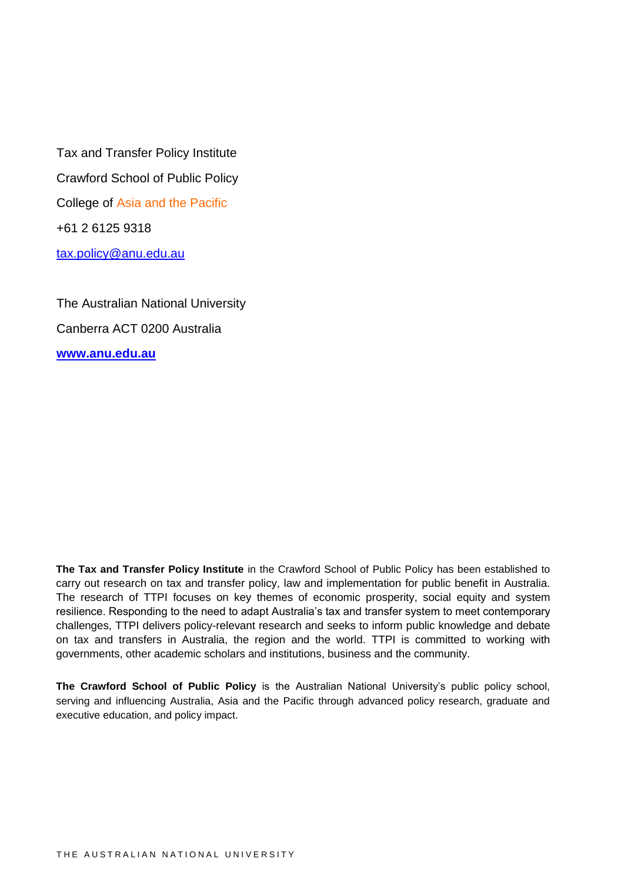Tax and Transfer Policy Institute

Crawford School of Public Policy

College of Asia and the Pacific

+61 2 6125 9318

tax.policy@anu.edu.au

The Australian National University

Canberra ACT 0200 Australia

**www.anu.edu.au**

**The Tax and Transfer Policy Institute** in the Crawford School of Public Policy has been established to carry out research on tax and transfer policy, law and implementation for public benefit in Australia. The research of TTPI focuses on key themes of economic prosperity, social equity and system resilience. Responding to the need to adapt Australia's tax and transfer system to meet contemporary challenges, TTPI delivers policy-relevant research and seeks to inform public knowledge and debate on tax and transfers in Australia, the region and the world. TTPI is committed to working with governments, other academic scholars and institutions, business and the community.

**The Crawford School of Public Policy** is the Australian National University's public policy school, serving and influencing Australia, Asia and the Pacific through advanced policy research, graduate and executive education, and policy impact.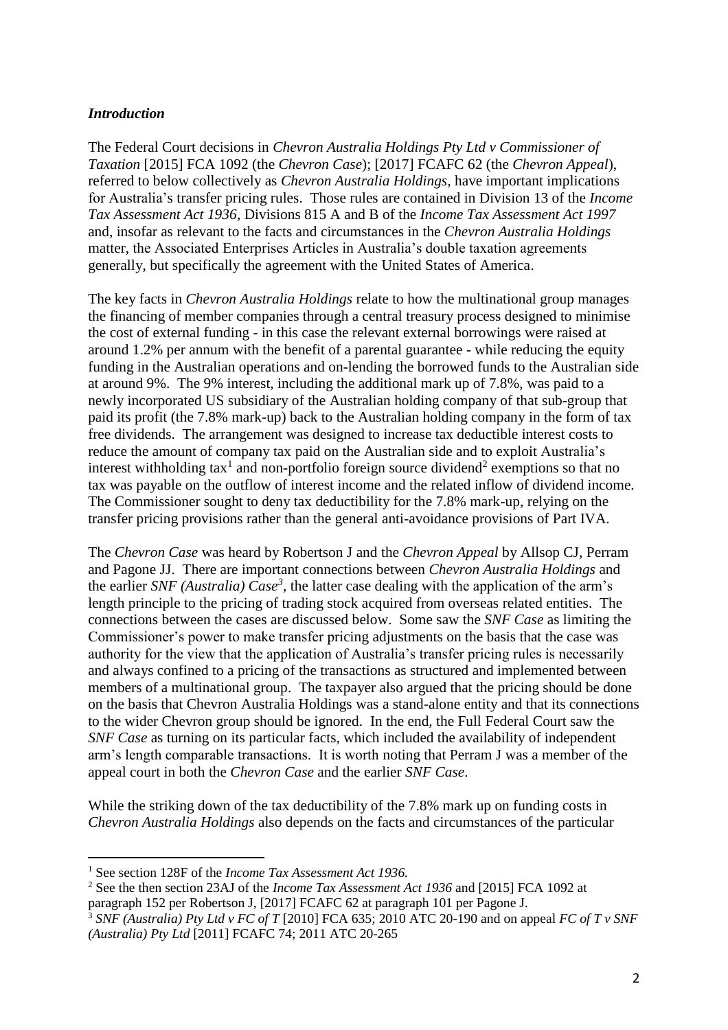### *Introduction*

The Federal Court decisions in *Chevron Australia Holdings Pty Ltd v Commissioner of Taxation* [2015] FCA 1092 (the *Chevron Case*); [2017] FCAFC 62 (the *Chevron Appeal*), referred to below collectively as *Chevron Australia Holdings,* have important implications for Australia's transfer pricing rules. Those rules are contained in Division 13 of the *Income Tax Assessment Act 1936,* Divisions 815 A and B of the *Income Tax Assessment Act 1997* and, insofar as relevant to the facts and circumstances in the *Chevron Australia Holdings* matter, the Associated Enterprises Articles in Australia's double taxation agreements generally, but specifically the agreement with the United States of America.

The key facts in *Chevron Australia Holdings* relate to how the multinational group manages the financing of member companies through a central treasury process designed to minimise the cost of external funding - in this case the relevant external borrowings were raised at around 1.2% per annum with the benefit of a parental guarantee - while reducing the equity funding in the Australian operations and on-lending the borrowed funds to the Australian side at around 9%. The 9% interest, including the additional mark up of 7.8%, was paid to a newly incorporated US subsidiary of the Australian holding company of that sub-group that paid its profit (the 7.8% mark-up) back to the Australian holding company in the form of tax free dividends. The arrangement was designed to increase tax deductible interest costs to reduce the amount of company tax paid on the Australian side and to exploit Australia's interest withholding tax[1] and non-portfolio foreign source dividend[2] exemptions so that no tax was payable on the outflow of interest income and the related inflow of dividend income. The Commissioner sought to deny tax deductibility for the 7.8% mark-up, relying on the transfer pricing provisions rather than the general anti-avoidance provisions of Part IVA.

The *Chevron Case* was heard by Robertson J and the *Chevron Appeal* by Allsop CJ, Perram and Pagone JJ. There are important connections between *Chevron Australia Holdings* and the earlier *SNF (Australia) Case*[3], the latter case dealing with the application of the arm's length principle to the pricing of trading stock acquired from overseas related entities. The connections between the cases are discussed below. Some saw the *SNF Case* as limiting the Commissioner's power to make transfer pricing adjustments on the basis that the case was authority for the view that the application of Australia's transfer pricing rules is necessarily and always confined to a pricing of the transactions as structured and implemented between members of a multinational group. The taxpayer also argued that the pricing should be done on the basis that Chevron Australia Holdings was a stand-alone entity and that its connections to the wider Chevron group should be ignored. In the end, the Full Federal Court saw the *SNF Case* as turning on its particular facts, which included the availability of independent arm's length comparable transactions. It is worth noting that Perram J was a member of the appeal court in both the *Chevron Case* and the earlier *SNF Case*.

While the striking down of the tax deductibility of the 7.8% mark up on funding costs in *Chevron Australia Holdings* also depends on the facts and circumstances of the particular

---

[1] See section 128F of the *Income Tax Assessment Act 1936.*

[2] See the then section 23AJ of the *Income Tax Assessment Act 1936* and [2015] FCA 1092 at paragraph 152 per Robertson J, [2017] FCAFC 62 at paragraph 101 per Pagone J.

[3] *SNF (Australia) Pty Ltd v FC of T* [2010] FCA 635; 2010 ATC 20-190 and on appeal *FC of T v SNF (Australia) Pty Ltd* [2011] FCAFC 74; 2011 ATC 20-265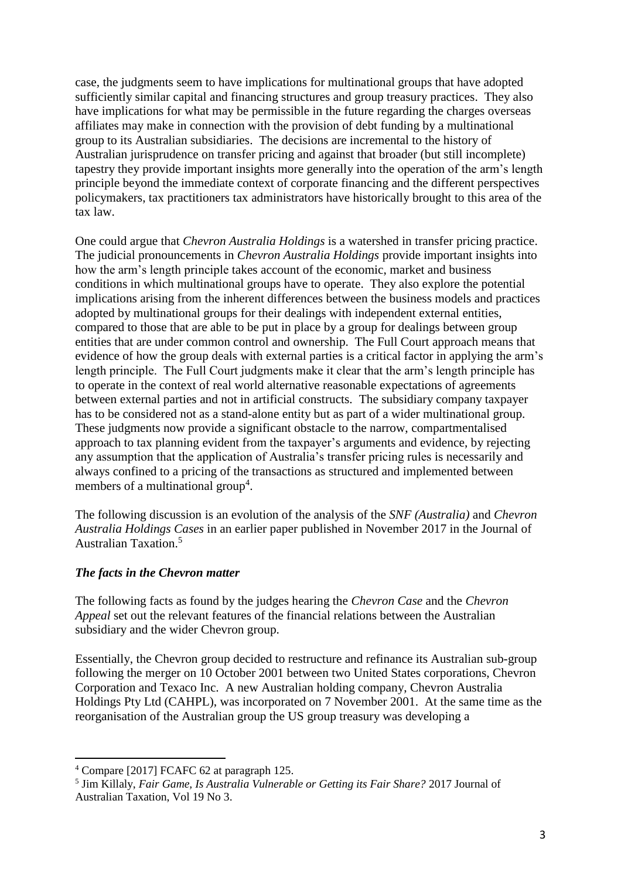case, the judgments seem to have implications for multinational groups that have adopted sufficiently similar capital and financing structures and group treasury practices. They also have implications for what may be permissible in the future regarding the charges overseas affiliates may make in connection with the provision of debt funding by a multinational group to its Australian subsidiaries. The decisions are incremental to the history of Australian jurisprudence on transfer pricing and against that broader (but still incomplete) tapestry they provide important insights more generally into the operation of the arm's length principle beyond the immediate context of corporate financing and the different perspectives policymakers, tax practitioners tax administrators have historically brought to this area of the tax law.

One could argue that *Chevron Australia Holdings* is a watershed in transfer pricing practice. The judicial pronouncements in *Chevron Australia Holdings* provide important insights into how the arm's length principle takes account of the economic, market and business conditions in which multinational groups have to operate. They also explore the potential implications arising from the inherent differences between the business models and practices adopted by multinational groups for their dealings with independent external entities, compared to those that are able to be put in place by a group for dealings between group entities that are under common control and ownership. The Full Court approach means that evidence of how the group deals with external parties is a critical factor in applying the arm's length principle. The Full Court judgments make it clear that the arm's length principle has to operate in the context of real world alternative reasonable expectations of agreements between external parties and not in artificial constructs. The subsidiary company taxpayer has to be considered not as a stand-alone entity but as part of a wider multinational group. These judgments now provide a significant obstacle to the narrow, compartmentalised approach to tax planning evident from the taxpayer's arguments and evidence, by rejecting any assumption that the application of Australia's transfer pricing rules is necessarily and always confined to a pricing of the transactions as structured and implemented between members of a multinational group[4].

The following discussion is an evolution of the analysis of the *SNF (Australia)* and *Chevron Australia Holdings Cases* in an earlier paper published in November 2017 in the Journal of Australian Taxation.[5]

### *The facts in the Chevron matter*

The following facts as found by the judges hearing the *Chevron Case* and the *Chevron Appeal* set out the relevant features of the financial relations between the Australian subsidiary and the wider Chevron group.

Essentially, the Chevron group decided to restructure and refinance its Australian sub-group following the merger on 10 October 2001 between two United States corporations, Chevron Corporation and Texaco Inc. A new Australian holding company, Chevron Australia Holdings Pty Ltd (CAHPL), was incorporated on 7 November 2001. At the same time as the reorganisation of the Australian group the US group treasury was developing a

---

[4] Compare [2017] FCAFC 62 at paragraph 125.

[5] Jim Killaly, *Fair Game, Is Australia Vulnerable or Getting its Fair Share?* 2017 Journal of Australian Taxation, Vol 19 No 3.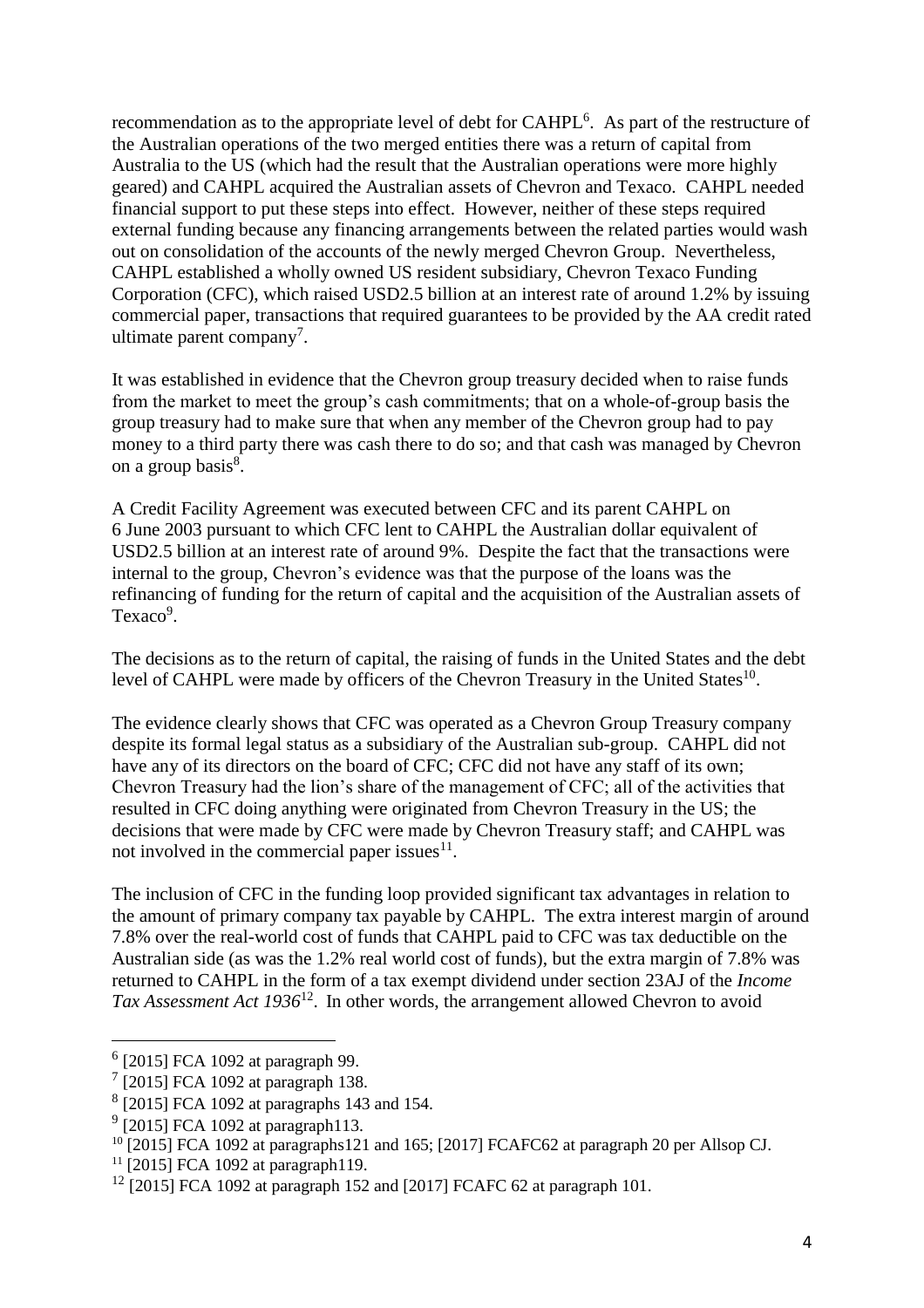recommendation as to the appropriate level of debt for CAHPL[6]. As part of the restructure of the Australian operations of the two merged entities there was a return of capital from Australia to the US (which had the result that the Australian operations were more highly geared) and CAHPL acquired the Australian assets of Chevron and Texaco. CAHPL needed financial support to put these steps into effect. However, neither of these steps required external funding because any financing arrangements between the related parties would wash out on consolidation of the accounts of the newly merged Chevron Group. Nevertheless, CAHPL established a wholly owned US resident subsidiary, Chevron Texaco Funding Corporation (CFC), which raised USD2.5 billion at an interest rate of around 1.2% by issuing commercial paper, transactions that required guarantees to be provided by the AA credit rated ultimate parent company[7].

It was established in evidence that the Chevron group treasury decided when to raise funds from the market to meet the group's cash commitments; that on a whole-of-group basis the group treasury had to make sure that when any member of the Chevron group had to pay money to a third party there was cash there to do so; and that cash was managed by Chevron on a group basis[8].

A Credit Facility Agreement was executed between CFC and its parent CAHPL on 6 June 2003 pursuant to which CFC lent to CAHPL the Australian dollar equivalent of USD2.5 billion at an interest rate of around 9%. Despite the fact that the transactions were internal to the group, Chevron's evidence was that the purpose of the loans was the refinancing of funding for the return of capital and the acquisition of the Australian assets of Texaco[9].

The decisions as to the return of capital, the raising of funds in the United States and the debt level of CAHPL were made by officers of the Chevron Treasury in the United States[10].

The evidence clearly shows that CFC was operated as a Chevron Group Treasury company despite its formal legal status as a subsidiary of the Australian sub-group. CAHPL did not have any of its directors on the board of CFC; CFC did not have any staff of its own; Chevron Treasury had the lion's share of the management of CFC; all of the activities that resulted in CFC doing anything were originated from Chevron Treasury in the US; the decisions that were made by CFC were made by Chevron Treasury staff; and CAHPL was not involved in the commercial paper issues[11].

The inclusion of CFC in the funding loop provided significant tax advantages in relation to the amount of primary company tax payable by CAHPL. The extra interest margin of around 7.8% over the real-world cost of funds that CAHPL paid to CFC was tax deductible on the Australian side (as was the 1.2% real world cost of funds), but the extra margin of 7.8% was returned to CAHPL in the form of a tax exempt dividend under section 23AJ of the *Income Tax Assessment Act 1936*[12]. In other words, the arrangement allowed Chevron to avoid

[6] [2015] FCA 1092 at paragraph 99.
[7] [2015] FCA 1092 at paragraph 138.
[8] [2015] FCA 1092 at paragraphs 143 and 154.
[9] [2015] FCA 1092 at paragraph113.
[10] [2015] FCA 1092 at paragraphs121 and 165; [2017] FCAFC62 at paragraph 20 per Allsop CJ.
[11] [2015] FCA 1092 at paragraph119.
[12] [2015] FCA 1092 at paragraph 152 and [2017] FCAFC 62 at paragraph 101.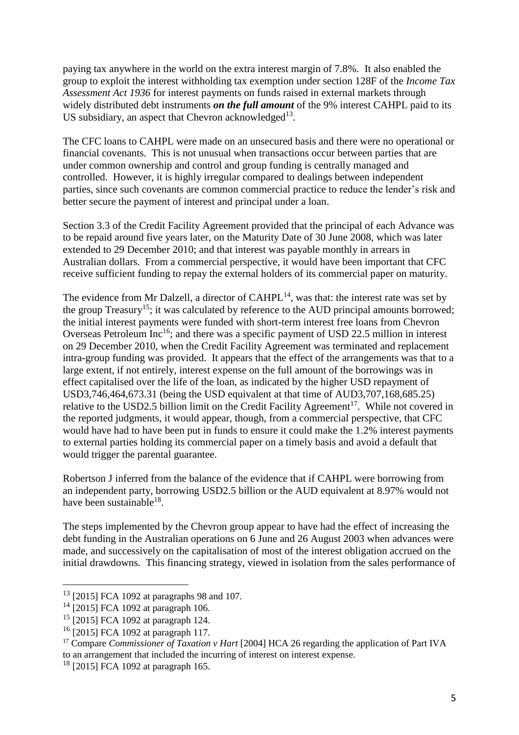paying tax anywhere in the world on the extra interest margin of 7.8%. It also enabled the group to exploit the interest withholding tax exemption under section 128F of the *Income Tax Assessment Act 1936* for interest payments on funds raised in external markets through widely distributed debt instruments ***on the full amount*** of the 9% interest CAHPL paid to its US subsidiary, an aspect that Chevron acknowledged[13].

The CFC loans to CAHPL were made on an unsecured basis and there were no operational or financial covenants. This is not unusual when transactions occur between parties that are under common ownership and control and group funding is centrally managed and controlled. However, it is highly irregular compared to dealings between independent parties, since such covenants are common commercial practice to reduce the lender's risk and better secure the payment of interest and principal under a loan.

Section 3.3 of the Credit Facility Agreement provided that the principal of each Advance was to be repaid around five years later, on the Maturity Date of 30 June 2008, which was later extended to 29 December 2010; and that interest was payable monthly in arrears in Australian dollars. From a commercial perspective, it would have been important that CFC receive sufficient funding to repay the external holders of its commercial paper on maturity.

The evidence from Mr Dalzell, a director of CAHPL[14], was that: the interest rate was set by the group Treasury[15]; it was calculated by reference to the AUD principal amounts borrowed; the initial interest payments were funded with short-term interest free loans from Chevron Overseas Petroleum Inc[16]; and there was a specific payment of USD 22.5 million in interest on 29 December 2010, when the Credit Facility Agreement was terminated and replacement intra-group funding was provided. It appears that the effect of the arrangements was that to a large extent, if not entirely, interest expense on the full amount of the borrowings was in effect capitalised over the life of the loan, as indicated by the higher USD repayment of USD3,746,464,673.31 (being the USD equivalent at that time of AUD3,707,168,685.25) relative to the USD2.5 billion limit on the Credit Facility Agreement[17]. While not covered in the reported judgments, it would appear, though, from a commercial perspective, that CFC would have had to have been put in funds to ensure it could make the 1.2% interest payments to external parties holding its commercial paper on a timely basis and avoid a default that would trigger the parental guarantee.

Robertson J inferred from the balance of the evidence that if CAHPL were borrowing from an independent party, borrowing USD2.5 billion or the AUD equivalent at 8.97% would not have been sustainable[18].

The steps implemented by the Chevron group appear to have had the effect of increasing the debt funding in the Australian operations on 6 June and 26 August 2003 when advances were made, and successively on the capitalisation of most of the interest obligation accrued on the initial drawdowns. This financing strategy, viewed in isolation from the sales performance of

---

[13] [2015] FCA 1092 at paragraphs 98 and 107.

[14] [2015] FCA 1092 at paragraph 106.

[15] [2015] FCA 1092 at paragraph 124.

[16] [2015] FCA 1092 at paragraph 117.

[17] Compare *Commissioner of Taxation v Hart* [2004] HCA 26 regarding the application of Part IVA to an arrangement that included the incurring of interest on interest expense.

[18] [2015] FCA 1092 at paragraph 165.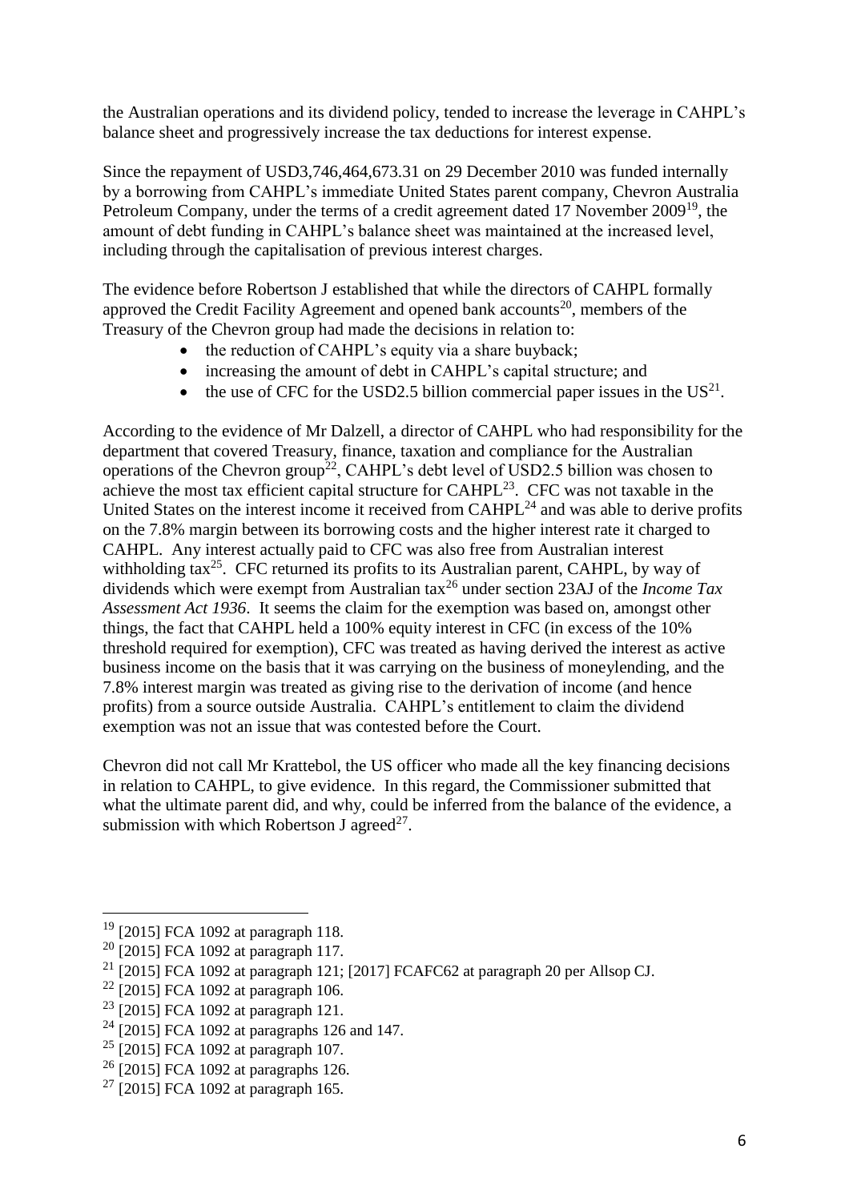the Australian operations and its dividend policy, tended to increase the leverage in CAHPL's balance sheet and progressively increase the tax deductions for interest expense.

Since the repayment of USD3,746,464,673.31 on 29 December 2010 was funded internally by a borrowing from CAHPL's immediate United States parent company, Chevron Australia Petroleum Company, under the terms of a credit agreement dated 17 November 2009[19], the amount of debt funding in CAHPL's balance sheet was maintained at the increased level, including through the capitalisation of previous interest charges.

The evidence before Robertson J established that while the directors of CAHPL formally approved the Credit Facility Agreement and opened bank accounts[20], members of the Treasury of the Chevron group had made the decisions in relation to:

- the reduction of CAHPL's equity via a share buyback;
- increasing the amount of debt in CAHPL's capital structure; and
- the use of CFC for the USD2.5 billion commercial paper issues in the US[21].

According to the evidence of Mr Dalzell, a director of CAHPL who had responsibility for the department that covered Treasury, finance, taxation and compliance for the Australian operations of the Chevron group[22], CAHPL's debt level of USD2.5 billion was chosen to achieve the most tax efficient capital structure for CAHPL[23]. CFC was not taxable in the United States on the interest income it received from CAHPL[24] and was able to derive profits on the 7.8% margin between its borrowing costs and the higher interest rate it charged to CAHPL. Any interest actually paid to CFC was also free from Australian interest withholding tax[25]. CFC returned its profits to its Australian parent, CAHPL, by way of dividends which were exempt from Australian tax[26] under section 23AJ of the *Income Tax Assessment Act 1936*. It seems the claim for the exemption was based on, amongst other things, the fact that CAHPL held a 100% equity interest in CFC (in excess of the 10% threshold required for exemption), CFC was treated as having derived the interest as active business income on the basis that it was carrying on the business of moneylending, and the 7.8% interest margin was treated as giving rise to the derivation of income (and hence profits) from a source outside Australia. CAHPL's entitlement to claim the dividend exemption was not an issue that was contested before the Court.

Chevron did not call Mr Krattebol, the US officer who made all the key financing decisions in relation to CAHPL, to give evidence. In this regard, the Commissioner submitted that what the ultimate parent did, and why, could be inferred from the balance of the evidence, a submission with which Robertson J agreed[27].

---

[19] [2015] FCA 1092 at paragraph 118.

[20] [2015] FCA 1092 at paragraph 117.

[21] [2015] FCA 1092 at paragraph 121; [2017] FCAFC62 at paragraph 20 per Allsop CJ.

[22] [2015] FCA 1092 at paragraph 106.

[23] [2015] FCA 1092 at paragraph 121.

[24] [2015] FCA 1092 at paragraphs 126 and 147.

[25] [2015] FCA 1092 at paragraph 107.

[26] [2015] FCA 1092 at paragraphs 126.

[27] [2015] FCA 1092 at paragraph 165.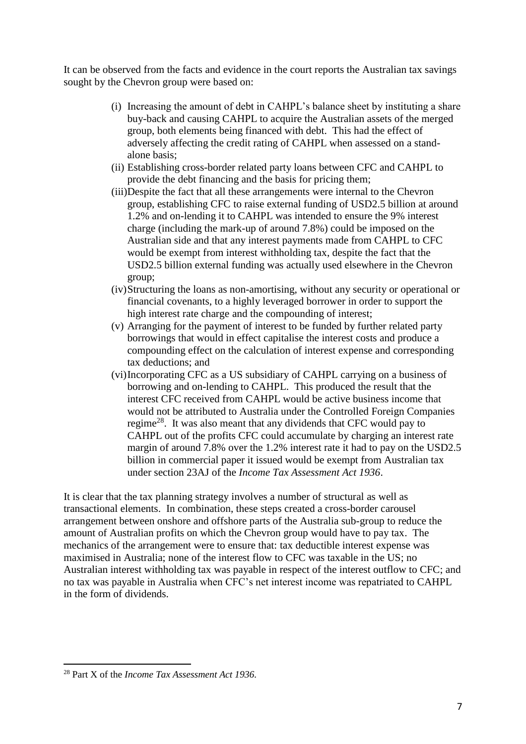It can be observed from the facts and evidence in the court reports the Australian tax savings sought by the Chevron group were based on:

(i) Increasing the amount of debt in CAHPL's balance sheet by instituting a share buy-back and causing CAHPL to acquire the Australian assets of the merged group, both elements being financed with debt. This had the effect of adversely affecting the credit rating of CAHPL when assessed on a stand-alone basis;

(ii) Establishing cross-border related party loans between CFC and CAHPL to provide the debt financing and the basis for pricing them;

(iii) Despite the fact that all these arrangements were internal to the Chevron group, establishing CFC to raise external funding of USD2.5 billion at around 1.2% and on-lending it to CAHPL was intended to ensure the 9% interest charge (including the mark-up of around 7.8%) could be imposed on the Australian side and that any interest payments made from CAHPL to CFC would be exempt from interest withholding tax, despite the fact that the USD2.5 billion external funding was actually used elsewhere in the Chevron group;

(iv) Structuring the loans as non-amortising, without any security or operational or financial covenants, to a highly leveraged borrower in order to support the high interest rate charge and the compounding of interest;

(v) Arranging for the payment of interest to be funded by further related party borrowings that would in effect capitalise the interest costs and produce a compounding effect on the calculation of interest expense and corresponding tax deductions; and

(vi) Incorporating CFC as a US subsidiary of CAHPL carrying on a business of borrowing and on-lending to CAHPL. This produced the result that the interest CFC received from CAHPL would be active business income that would not be attributed to Australia under the Controlled Foreign Companies regime[28]. It was also meant that any dividends that CFC would pay to CAHPL out of the profits CFC could accumulate by charging an interest rate margin of around 7.8% over the 1.2% interest rate it had to pay on the USD2.5 billion in commercial paper it issued would be exempt from Australian tax under section 23AJ of the *Income Tax Assessment Act 1936*.

It is clear that the tax planning strategy involves a number of structural as well as transactional elements. In combination, these steps created a cross-border carousel arrangement between onshore and offshore parts of the Australia sub-group to reduce the amount of Australian profits on which the Chevron group would have to pay tax. The mechanics of the arrangement were to ensure that: tax deductible interest expense was maximised in Australia; none of the interest flow to CFC was taxable in the US; no Australian interest withholding tax was payable in respect of the interest outflow to CFC; and no tax was payable in Australia when CFC's net interest income was repatriated to CAHPL in the form of dividends.

---

[28] Part X of the *Income Tax Assessment Act 1936*.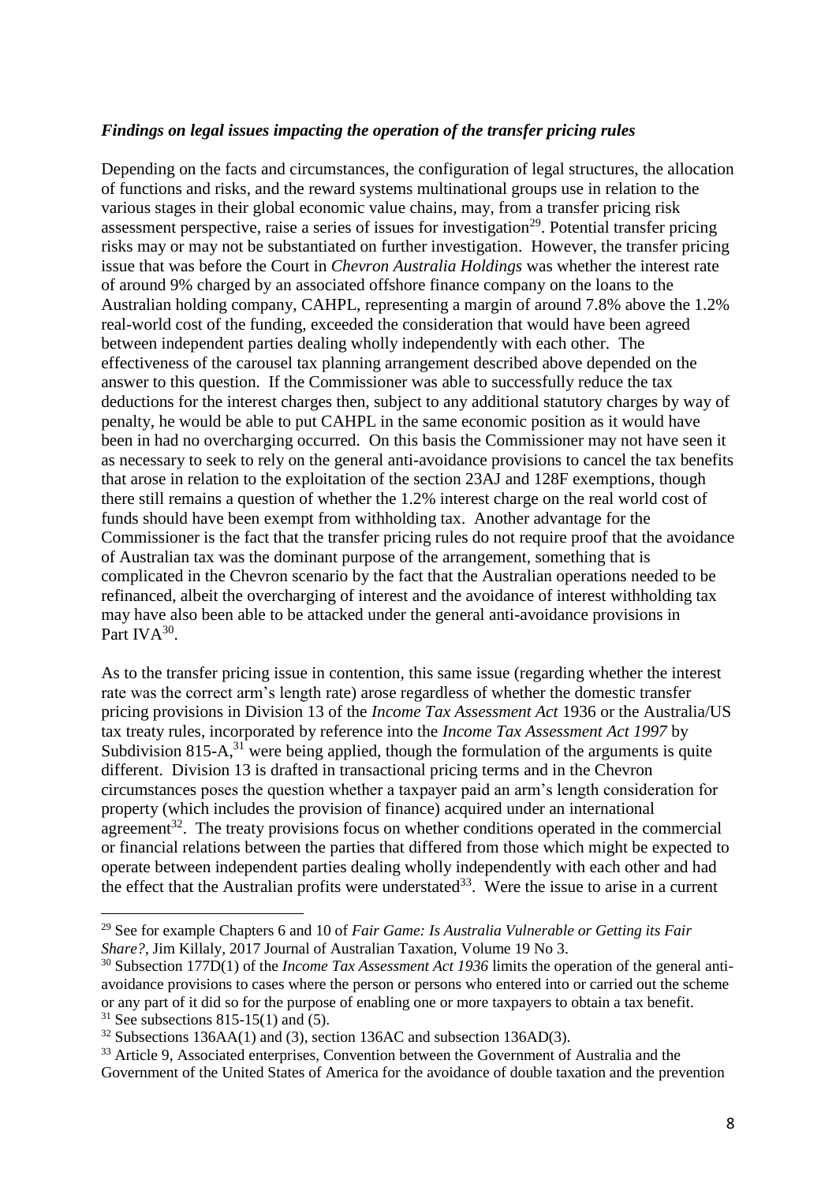### *Findings on legal issues impacting the operation of the transfer pricing rules*

Depending on the facts and circumstances, the configuration of legal structures, the allocation of functions and risks, and the reward systems multinational groups use in relation to the various stages in their global economic value chains, may, from a transfer pricing risk assessment perspective, raise a series of issues for investigation[29]. Potential transfer pricing risks may or may not be substantiated on further investigation. However, the transfer pricing issue that was before the Court in *Chevron Australia Holdings* was whether the interest rate of around 9% charged by an associated offshore finance company on the loans to the Australian holding company, CAHPL, representing a margin of around 7.8% above the 1.2% real-world cost of the funding, exceeded the consideration that would have been agreed between independent parties dealing wholly independently with each other. The effectiveness of the carousel tax planning arrangement described above depended on the answer to this question. If the Commissioner was able to successfully reduce the tax deductions for the interest charges then, subject to any additional statutory charges by way of penalty, he would be able to put CAHPL in the same economic position as it would have been in had no overcharging occurred. On this basis the Commissioner may not have seen it as necessary to seek to rely on the general anti-avoidance provisions to cancel the tax benefits that arose in relation to the exploitation of the section 23AJ and 128F exemptions, though there still remains a question of whether the 1.2% interest charge on the real world cost of funds should have been exempt from withholding tax. Another advantage for the Commissioner is the fact that the transfer pricing rules do not require proof that the avoidance of Australian tax was the dominant purpose of the arrangement, something that is complicated in the Chevron scenario by the fact that the Australian operations needed to be refinanced, albeit the overcharging of interest and the avoidance of interest withholding tax may have also been able to be attacked under the general anti-avoidance provisions in Part IVA[30].

As to the transfer pricing issue in contention, this same issue (regarding whether the interest rate was the correct arm's length rate) arose regardless of whether the domestic transfer pricing provisions in Division 13 of the *Income Tax Assessment Act* 1936 or the Australia/US tax treaty rules, incorporated by reference into the *Income Tax Assessment Act 1997* by Subdivision 815-A,[31] were being applied, though the formulation of the arguments is quite different. Division 13 is drafted in transactional pricing terms and in the Chevron circumstances poses the question whether a taxpayer paid an arm's length consideration for property (which includes the provision of finance) acquired under an international agreement[32]. The treaty provisions focus on whether conditions operated in the commercial or financial relations between the parties that differed from those which might be expected to operate between independent parties dealing wholly independently with each other and had the effect that the Australian profits were understated[33]. Were the issue to arise in a current

---

[29] See for example Chapters 6 and 10 of *Fair Game: Is Australia Vulnerable or Getting its Fair Share?*, Jim Killaly, 2017 Journal of Australian Taxation, Volume 19 No 3.

[30] Subsection 177D(1) of the *Income Tax Assessment Act 1936* limits the operation of the general anti-avoidance provisions to cases where the person or persons who entered into or carried out the scheme or any part of it did so for the purpose of enabling one or more taxpayers to obtain a tax benefit.

[31] See subsections 815-15(1) and (5).

[32] Subsections 136AA(1) and (3), section 136AC and subsection 136AD(3).

[33] Article 9, Associated enterprises, Convention between the Government of Australia and the Government of the United States of America for the avoidance of double taxation and the prevention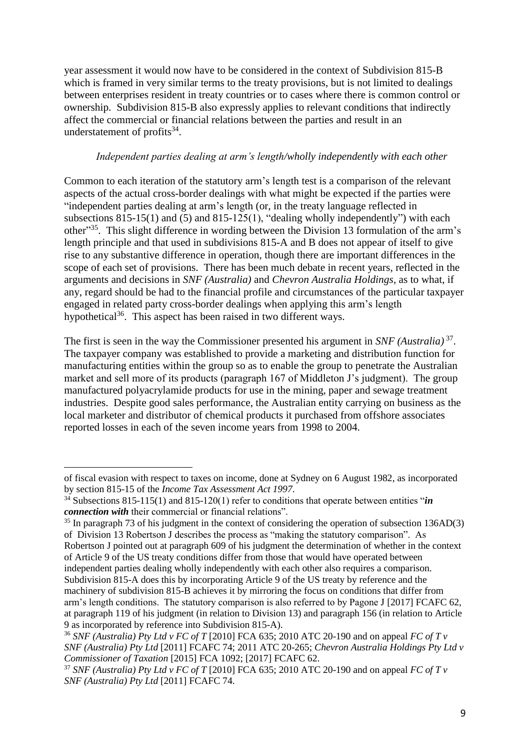year assessment it would now have to be considered in the context of Subdivision 815-B which is framed in very similar terms to the treaty provisions, but is not limited to dealings between enterprises resident in treaty countries or to cases where there is common control or ownership. Subdivision 815-B also expressly applies to relevant conditions that indirectly affect the commercial or financial relations between the parties and result in an understatement of profits[34].

*Independent parties dealing at arm's length/wholly independently with each other*

Common to each iteration of the statutory arm's length test is a comparison of the relevant aspects of the actual cross-border dealings with what might be expected if the parties were "independent parties dealing at arm's length (or, in the treaty language reflected in subsections 815-15(1) and (5) and 815-125(1), "dealing wholly independently") with each other"[35]. This slight difference in wording between the Division 13 formulation of the arm's length principle and that used in subdivisions 815-A and B does not appear of itself to give rise to any substantive difference in operation, though there are important differences in the scope of each set of provisions. There has been much debate in recent years, reflected in the arguments and decisions in *SNF (Australia)* and *Chevron Australia Holdings*, as to what, if any, regard should be had to the financial profile and circumstances of the particular taxpayer engaged in related party cross-border dealings when applying this arm's length hypothetical[36]. This aspect has been raised in two different ways.

The first is seen in the way the Commissioner presented his argument in *SNF (Australia)*[37]. The taxpayer company was established to provide a marketing and distribution function for manufacturing entities within the group so as to enable the group to penetrate the Australian market and sell more of its products (paragraph 167 of Middleton J's judgment). The group manufactured polyacrylamide products for use in the mining, paper and sewage treatment industries. Despite good sales performance, the Australian entity carrying on business as the local marketer and distributor of chemical products it purchased from offshore associates reported losses in each of the seven income years from 1998 to 2004.

---

of fiscal evasion with respect to taxes on income, done at Sydney on 6 August 1982, as incorporated by section 815-15 of the *Income Tax Assessment Act 1997*.

[34] Subsections 815-115(1) and 815-120(1) refer to conditions that operate between entities "***in connection with*** their commercial or financial relations".

[35] In paragraph 73 of his judgment in the context of considering the operation of subsection 136AD(3) of Division 13 Robertson J describes the process as "making the statutory comparison". As Robertson J pointed out at paragraph 609 of his judgment the determination of whether in the context of Article 9 of the US treaty conditions differ from those that would have operated between independent parties dealing wholly independently with each other also requires a comparison. Subdivision 815-A does this by incorporating Article 9 of the US treaty by reference and the machinery of subdivision 815-B achieves it by mirroring the focus on conditions that differ from arm's length conditions. The statutory comparison is also referred to by Pagone J [2017] FCAFC 62, at paragraph 119 of his judgment (in relation to Division 13) and paragraph 156 (in relation to Article 9 as incorporated by reference into Subdivision 815-A).

[36] *SNF (Australia) Pty Ltd v FC of T* [2010] FCA 635; 2010 ATC 20-190 and on appeal *FC of T v SNF (Australia) Pty Ltd* [2011] FCAFC 74; 2011 ATC 20-265; *Chevron Australia Holdings Pty Ltd v Commissioner of Taxation* [2015] FCA 1092; [2017] FCAFC 62.

[37] *SNF (Australia) Pty Ltd v FC of T* [2010] FCA 635; 2010 ATC 20-190 and on appeal *FC of T v SNF (Australia) Pty Ltd* [2011] FCAFC 74.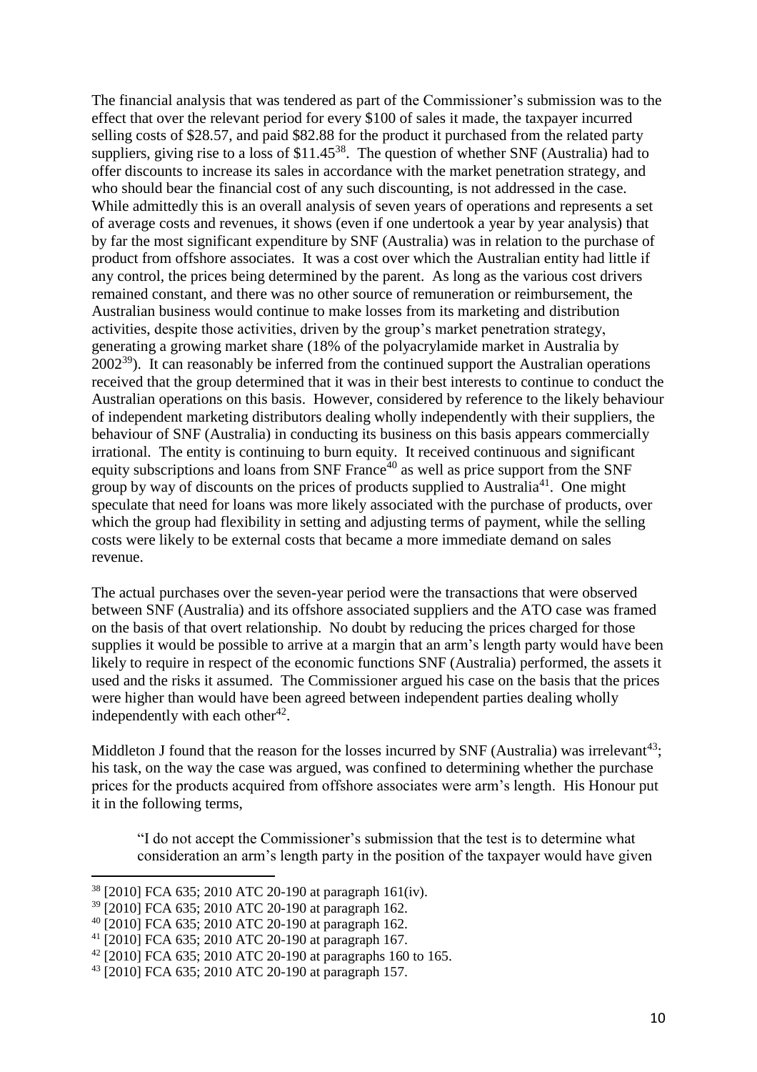The financial analysis that was tendered as part of the Commissioner's submission was to the effect that over the relevant period for every \$100 of sales it made, the taxpayer incurred selling costs of \$28.57, and paid \$82.88 for the product it purchased from the related party suppliers, giving rise to a loss of \$11.45[38]. The question of whether SNF (Australia) had to offer discounts to increase its sales in accordance with the market penetration strategy, and who should bear the financial cost of any such discounting, is not addressed in the case. While admittedly this is an overall analysis of seven years of operations and represents a set of average costs and revenues, it shows (even if one undertook a year by year analysis) that by far the most significant expenditure by SNF (Australia) was in relation to the purchase of product from offshore associates. It was a cost over which the Australian entity had little if any control, the prices being determined by the parent. As long as the various cost drivers remained constant, and there was no other source of remuneration or reimbursement, the Australian business would continue to make losses from its marketing and distribution activities, despite those activities, driven by the group's market penetration strategy, generating a growing market share (18% of the polyacrylamide market in Australia by 2002[39]). It can reasonably be inferred from the continued support the Australian operations received that the group determined that it was in their best interests to continue to conduct the Australian operations on this basis. However, considered by reference to the likely behaviour of independent marketing distributors dealing wholly independently with their suppliers, the behaviour of SNF (Australia) in conducting its business on this basis appears commercially irrational. The entity is continuing to burn equity. It received continuous and significant equity subscriptions and loans from SNF France[40] as well as price support from the SNF group by way of discounts on the prices of products supplied to Australia[41]. One might speculate that need for loans was more likely associated with the purchase of products, over which the group had flexibility in setting and adjusting terms of payment, while the selling costs were likely to be external costs that became a more immediate demand on sales revenue.

The actual purchases over the seven-year period were the transactions that were observed between SNF (Australia) and its offshore associated suppliers and the ATO case was framed on the basis of that overt relationship. No doubt by reducing the prices charged for those supplies it would be possible to arrive at a margin that an arm's length party would have been likely to require in respect of the economic functions SNF (Australia) performed, the assets it used and the risks it assumed. The Commissioner argued his case on the basis that the prices were higher than would have been agreed between independent parties dealing wholly independently with each other[42].

Middleton J found that the reason for the losses incurred by SNF (Australia) was irrelevant[43]; his task, on the way the case was argued, was confined to determining whether the purchase prices for the products acquired from offshore associates were arm's length. His Honour put it in the following terms,

> "I do not accept the Commissioner's submission that the test is to determine what consideration an arm's length party in the position of the taxpayer would have given

---

[38] [2010] FCA 635; 2010 ATC 20-190 at paragraph 161(iv).

[39] [2010] FCA 635; 2010 ATC 20-190 at paragraph 162.

[40] [2010] FCA 635; 2010 ATC 20-190 at paragraph 162.

[41] [2010] FCA 635; 2010 ATC 20-190 at paragraph 167.

[42] [2010] FCA 635; 2010 ATC 20-190 at paragraphs 160 to 165.

[43] [2010] FCA 635; 2010 ATC 20-190 at paragraph 157.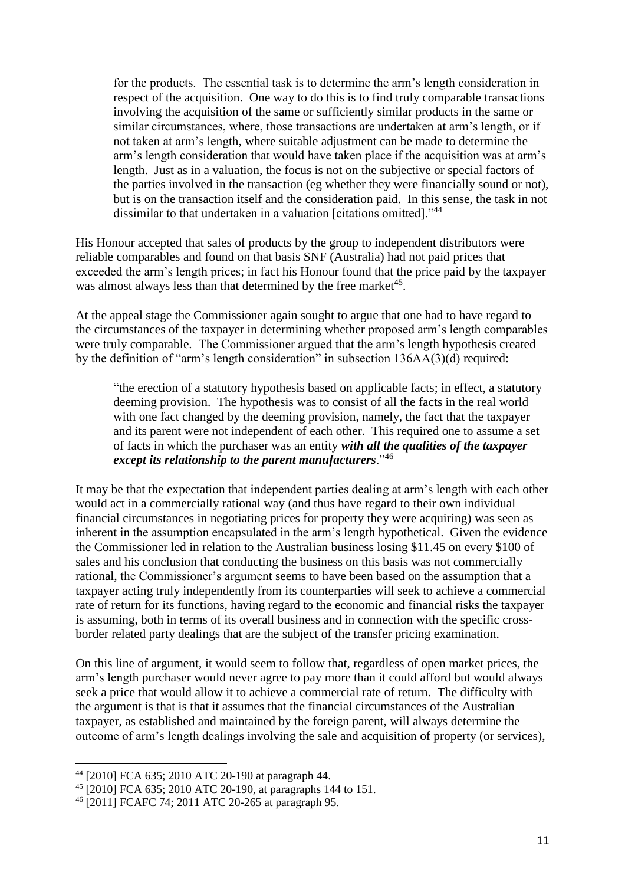> for the products. The essential task is to determine the arm's length consideration in respect of the acquisition. One way to do this is to find truly comparable transactions involving the acquisition of the same or sufficiently similar products in the same or similar circumstances, where, those transactions are undertaken at arm's length, or if not taken at arm's length, where suitable adjustment can be made to determine the arm's length consideration that would have taken place if the acquisition was at arm's length. Just as in a valuation, the focus is not on the subjective or special factors of the parties involved in the transaction (eg whether they were financially sound or not), but is on the transaction itself and the consideration paid. In this sense, the task in not dissimilar to that undertaken in a valuation [citations omitted]."[44]

His Honour accepted that sales of products by the group to independent distributors were reliable comparables and found on that basis SNF (Australia) had not paid prices that exceeded the arm's length prices; in fact his Honour found that the price paid by the taxpayer was almost always less than that determined by the free market[45].

At the appeal stage the Commissioner again sought to argue that one had to have regard to the circumstances of the taxpayer in determining whether proposed arm's length comparables were truly comparable. The Commissioner argued that the arm's length hypothesis created by the definition of "arm's length consideration" in subsection 136AA(3)(d) required:

> "the erection of a statutory hypothesis based on applicable facts; in effect, a statutory deeming provision. The hypothesis was to consist of all the facts in the real world with one fact changed by the deeming provision, namely, the fact that the taxpayer and its parent were not independent of each other. This required one to assume a set of facts in which the purchaser was an entity ***with all the qualities of the taxpayer except its relationship to the parent manufacturers***."[46]

It may be that the expectation that independent parties dealing at arm's length with each other would act in a commercially rational way (and thus have regard to their own individual financial circumstances in negotiating prices for property they were acquiring) was seen as inherent in the assumption encapsulated in the arm's length hypothetical. Given the evidence the Commissioner led in relation to the Australian business losing $11.45 on every $100 of sales and his conclusion that conducting the business on this basis was not commercially rational, the Commissioner's argument seems to have been based on the assumption that a taxpayer acting truly independently from its counterparties will seek to achieve a commercial rate of return for its functions, having regard to the economic and financial risks the taxpayer is assuming, both in terms of its overall business and in connection with the specific cross-border related party dealings that are the subject of the transfer pricing examination.

On this line of argument, it would seem to follow that, regardless of open market prices, the arm's length purchaser would never agree to pay more than it could afford but would always seek a price that would allow it to achieve a commercial rate of return. The difficulty with the argument is that is that it assumes that the financial circumstances of the Australian taxpayer, as established and maintained by the foreign parent, will always determine the outcome of arm's length dealings involving the sale and acquisition of property (or services),

---

[44] [2010] FCA 635; 2010 ATC 20-190 at paragraph 44.

[45] [2010] FCA 635; 2010 ATC 20-190, at paragraphs 144 to 151.

[46] [2011] FCAFC 74; 2011 ATC 20-265 at paragraph 95.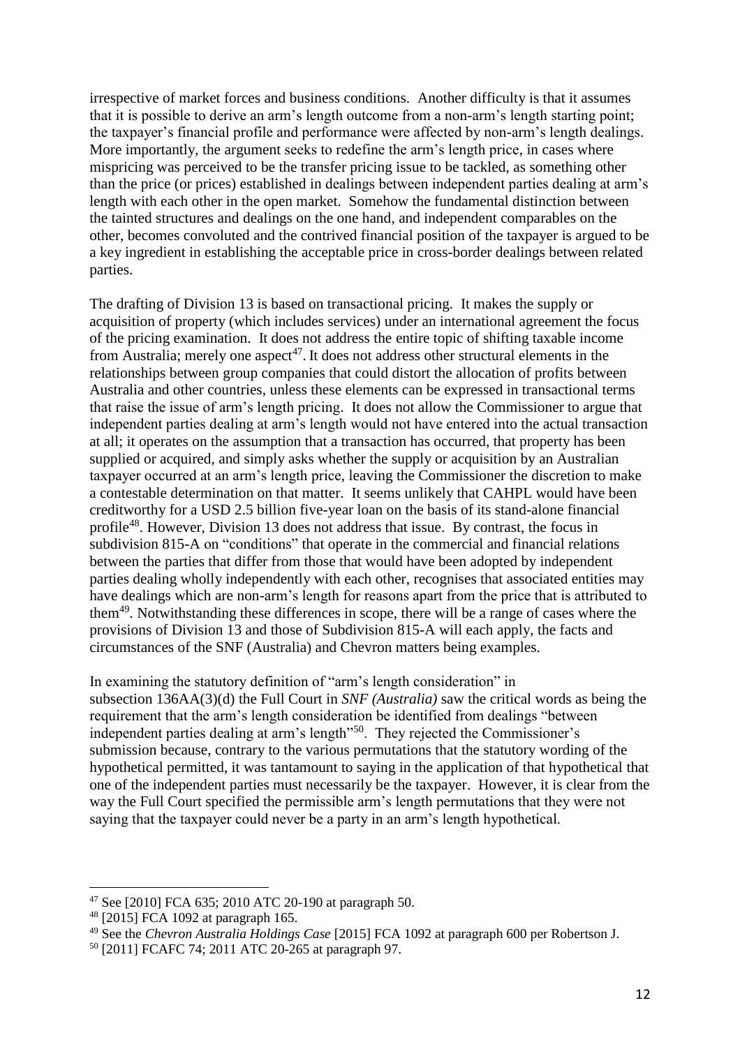irrespective of market forces and business conditions. Another difficulty is that it assumes that it is possible to derive an arm's length outcome from a non-arm's length starting point; the taxpayer's financial profile and performance were affected by non-arm's length dealings. More importantly, the argument seeks to redefine the arm's length price, in cases where mispricing was perceived to be the transfer pricing issue to be tackled, as something other than the price (or prices) established in dealings between independent parties dealing at arm's length with each other in the open market. Somehow the fundamental distinction between the tainted structures and dealings on the one hand, and independent comparables on the other, becomes convoluted and the contrived financial position of the taxpayer is argued to be a key ingredient in establishing the acceptable price in cross-border dealings between related parties.

The drafting of Division 13 is based on transactional pricing. It makes the supply or acquisition of property (which includes services) under an international agreement the focus of the pricing examination. It does not address the entire topic of shifting taxable income from Australia; merely one aspect[47]. It does not address other structural elements in the relationships between group companies that could distort the allocation of profits between Australia and other countries, unless these elements can be expressed in transactional terms that raise the issue of arm's length pricing. It does not allow the Commissioner to argue that independent parties dealing at arm's length would not have entered into the actual transaction at all; it operates on the assumption that a transaction has occurred, that property has been supplied or acquired, and simply asks whether the supply or acquisition by an Australian taxpayer occurred at an arm's length price, leaving the Commissioner the discretion to make a contestable determination on that matter. It seems unlikely that CAHPL would have been creditworthy for a USD 2.5 billion five-year loan on the basis of its stand-alone financial profile[48]. However, Division 13 does not address that issue. By contrast, the focus in subdivision 815-A on "conditions" that operate in the commercial and financial relations between the parties that differ from those that would have been adopted by independent parties dealing wholly independently with each other, recognises that associated entities may have dealings which are non-arm's length for reasons apart from the price that is attributed to them[49]. Notwithstanding these differences in scope, there will be a range of cases where the provisions of Division 13 and those of Subdivision 815-A will each apply, the facts and circumstances of the SNF (Australia) and Chevron matters being examples.

In examining the statutory definition of "arm's length consideration" in subsection 136AA(3)(d) the Full Court in *SNF (Australia)* saw the critical words as being the requirement that the arm's length consideration be identified from dealings "between independent parties dealing at arm's length"[50]. They rejected the Commissioner's submission because, contrary to the various permutations that the statutory wording of the hypothetical permitted, it was tantamount to saying in the application of that hypothetical that one of the independent parties must necessarily be the taxpayer. However, it is clear from the way the Full Court specified the permissible arm's length permutations that they were not saying that the taxpayer could never be a party in an arm's length hypothetical.

---

[47] See [2010] FCA 635; 2010 ATC 20-190 at paragraph 50.

[48] [2015] FCA 1092 at paragraph 165.

[49] See the *Chevron Australia Holdings Case* [2015] FCA 1092 at paragraph 600 per Robertson J.

[50] [2011] FCAFC 74; 2011 ATC 20-265 at paragraph 97.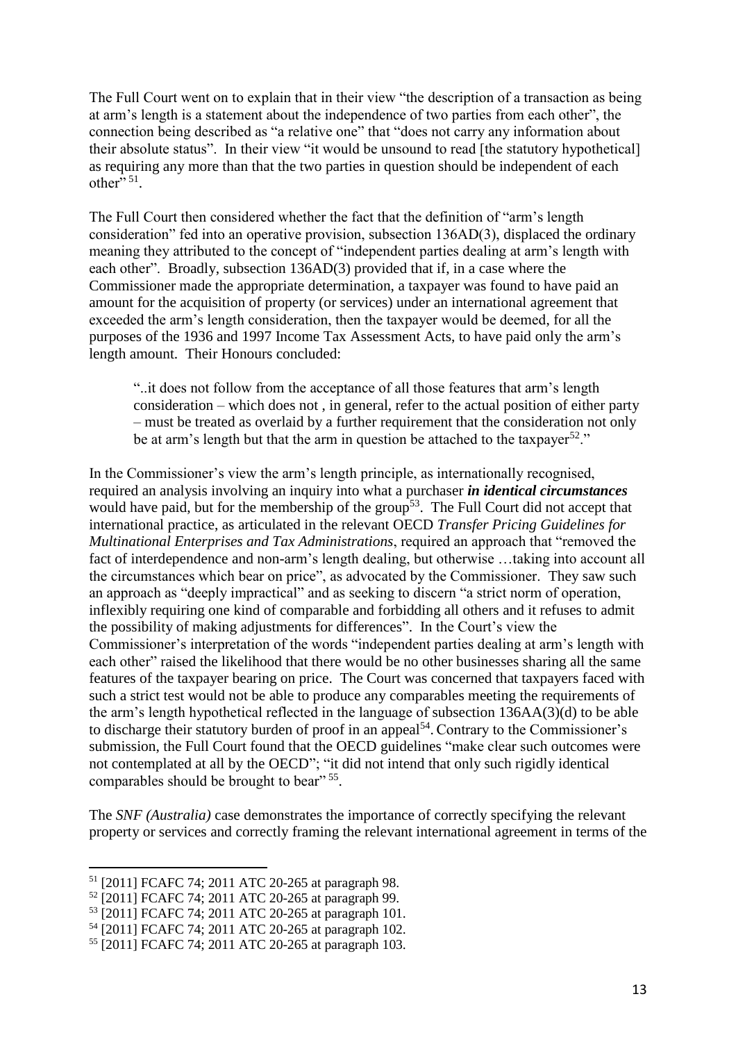The Full Court went on to explain that in their view "the description of a transaction as being at arm's length is a statement about the independence of two parties from each other", the connection being described as "a relative one" that "does not carry any information about their absolute status". In their view "it would be unsound to read [the statutory hypothetical] as requiring any more than that the two parties in question should be independent of each other" [51].

The Full Court then considered whether the fact that the definition of "arm's length consideration" fed into an operative provision, subsection 136AD(3), displaced the ordinary meaning they attributed to the concept of "independent parties dealing at arm's length with each other". Broadly, subsection 136AD(3) provided that if, in a case where the Commissioner made the appropriate determination, a taxpayer was found to have paid an amount for the acquisition of property (or services) under an international agreement that exceeded the arm's length consideration, then the taxpayer would be deemed, for all the purposes of the 1936 and 1997 Income Tax Assessment Acts, to have paid only the arm's length amount. Their Honours concluded:

> "..it does not follow from the acceptance of all those features that arm's length consideration – which does not , in general, refer to the actual position of either party – must be treated as overlaid by a further requirement that the consideration not only be at arm's length but that the arm in question be attached to the taxpayer[52]."

In the Commissioner's view the arm's length principle, as internationally recognised, required an analysis involving an inquiry into what a purchaser ***in identical circumstances*** would have paid, but for the membership of the group[53]. The Full Court did not accept that international practice, as articulated in the relevant OECD *Transfer Pricing Guidelines for Multinational Enterprises and Tax Administrations*, required an approach that "removed the fact of interdependence and non-arm's length dealing, but otherwise …taking into account all the circumstances which bear on price", as advocated by the Commissioner. They saw such an approach as "deeply impractical" and as seeking to discern "a strict norm of operation, inflexibly requiring one kind of comparable and forbidding all others and it refuses to admit the possibility of making adjustments for differences". In the Court's view the Commissioner's interpretation of the words "independent parties dealing at arm's length with each other" raised the likelihood that there would be no other businesses sharing all the same features of the taxpayer bearing on price. The Court was concerned that taxpayers faced with such a strict test would not be able to produce any comparables meeting the requirements of the arm's length hypothetical reflected in the language of subsection 136AA(3)(d) to be able to discharge their statutory burden of proof in an appeal[54]. Contrary to the Commissioner's submission, the Full Court found that the OECD guidelines "make clear such outcomes were not contemplated at all by the OECD"; "it did not intend that only such rigidly identical comparables should be brought to bear" [55].

The *SNF (Australia)* case demonstrates the importance of correctly specifying the relevant property or services and correctly framing the relevant international agreement in terms of the

---

[51] [2011] FCAFC 74; 2011 ATC 20-265 at paragraph 98.

[52] [2011] FCAFC 74; 2011 ATC 20-265 at paragraph 99.

[53] [2011] FCAFC 74; 2011 ATC 20-265 at paragraph 101.

[54] [2011] FCAFC 74; 2011 ATC 20-265 at paragraph 102.

[55] [2011] FCAFC 74; 2011 ATC 20-265 at paragraph 103.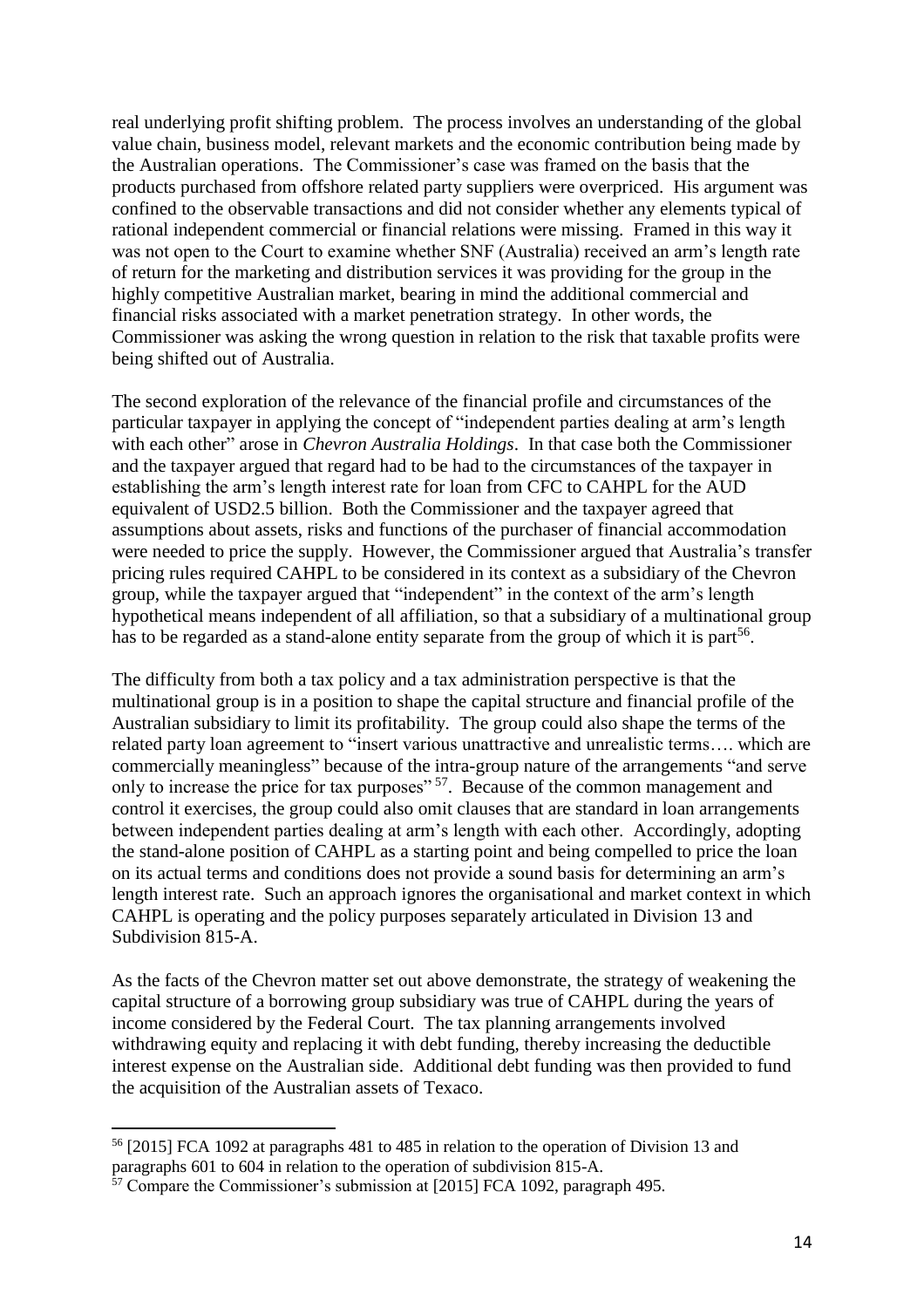real underlying profit shifting problem. The process involves an understanding of the global value chain, business model, relevant markets and the economic contribution being made by the Australian operations. The Commissioner's case was framed on the basis that the products purchased from offshore related party suppliers were overpriced. His argument was confined to the observable transactions and did not consider whether any elements typical of rational independent commercial or financial relations were missing. Framed in this way it was not open to the Court to examine whether SNF (Australia) received an arm's length rate of return for the marketing and distribution services it was providing for the group in the highly competitive Australian market, bearing in mind the additional commercial and financial risks associated with a market penetration strategy. In other words, the Commissioner was asking the wrong question in relation to the risk that taxable profits were being shifted out of Australia.

The second exploration of the relevance of the financial profile and circumstances of the particular taxpayer in applying the concept of "independent parties dealing at arm's length with each other" arose in *Chevron Australia Holdings*. In that case both the Commissioner and the taxpayer argued that regard had to be had to the circumstances of the taxpayer in establishing the arm's length interest rate for loan from CFC to CAHPL for the AUD equivalent of USD2.5 billion. Both the Commissioner and the taxpayer agreed that assumptions about assets, risks and functions of the purchaser of financial accommodation were needed to price the supply. However, the Commissioner argued that Australia's transfer pricing rules required CAHPL to be considered in its context as a subsidiary of the Chevron group, while the taxpayer argued that "independent" in the context of the arm's length hypothetical means independent of all affiliation, so that a subsidiary of a multinational group has to be regarded as a stand-alone entity separate from the group of which it is part[56].

The difficulty from both a tax policy and a tax administration perspective is that the multinational group is in a position to shape the capital structure and financial profile of the Australian subsidiary to limit its profitability. The group could also shape the terms of the related party loan agreement to "insert various unattractive and unrealistic terms…. which are commercially meaningless" because of the intra-group nature of the arrangements "and serve only to increase the price for tax purposes"[57]. Because of the common management and control it exercises, the group could also omit clauses that are standard in loan arrangements between independent parties dealing at arm's length with each other. Accordingly, adopting the stand-alone position of CAHPL as a starting point and being compelled to price the loan on its actual terms and conditions does not provide a sound basis for determining an arm's length interest rate. Such an approach ignores the organisational and market context in which CAHPL is operating and the policy purposes separately articulated in Division 13 and Subdivision 815-A.

As the facts of the Chevron matter set out above demonstrate, the strategy of weakening the capital structure of a borrowing group subsidiary was true of CAHPL during the years of income considered by the Federal Court. The tax planning arrangements involved withdrawing equity and replacing it with debt funding, thereby increasing the deductible interest expense on the Australian side. Additional debt funding was then provided to fund the acquisition of the Australian assets of Texaco.

---

[56] [2015] FCA 1092 at paragraphs 481 to 485 in relation to the operation of Division 13 and paragraphs 601 to 604 in relation to the operation of subdivision 815-A.

[57] Compare the Commissioner's submission at [2015] FCA 1092, paragraph 495.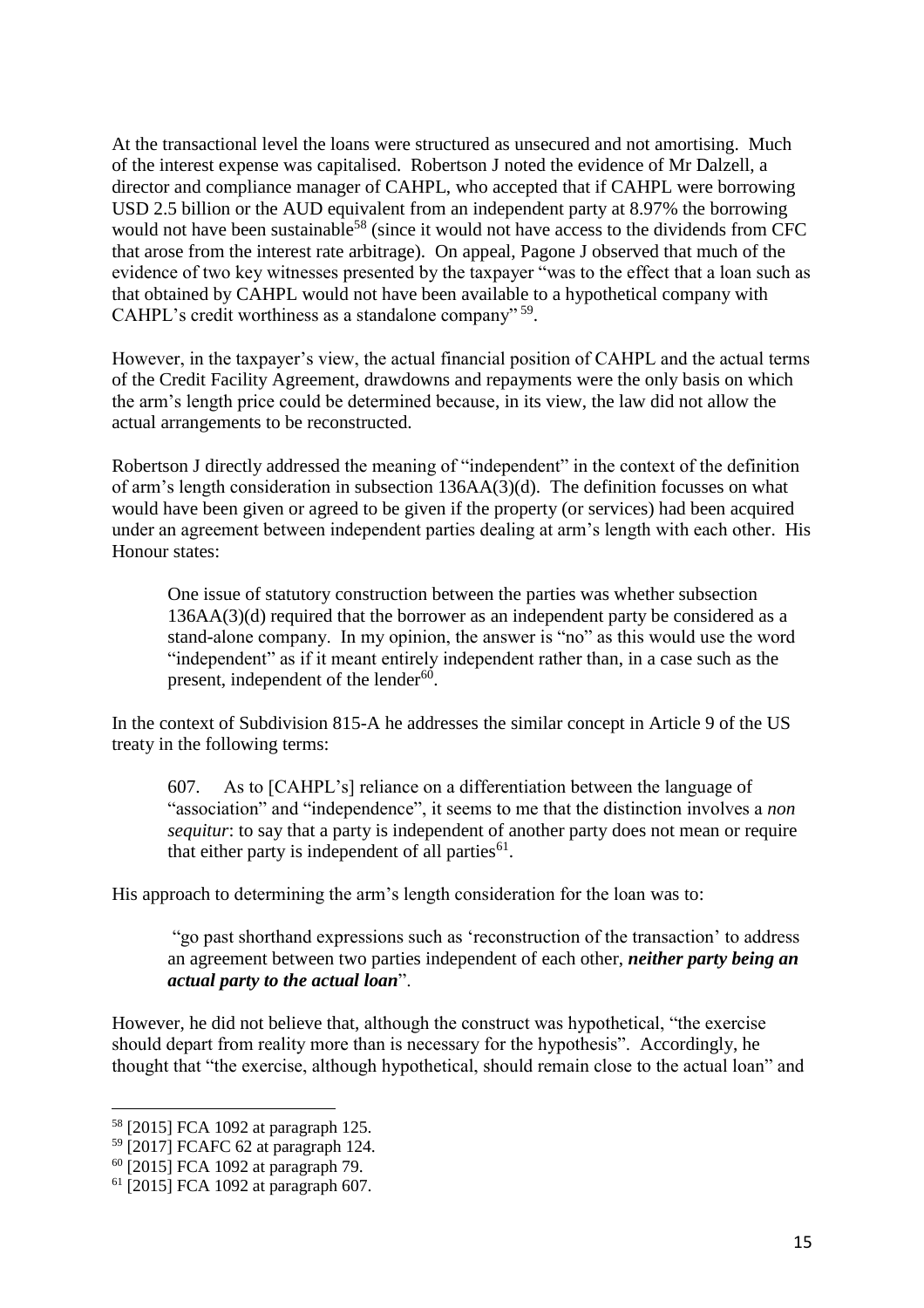At the transactional level the loans were structured as unsecured and not amortising. Much of the interest expense was capitalised. Robertson J noted the evidence of Mr Dalzell, a director and compliance manager of CAHPL, who accepted that if CAHPL were borrowing USD 2.5 billion or the AUD equivalent from an independent party at 8.97% the borrowing would not have been sustainable[58] (since it would not have access to the dividends from CFC that arose from the interest rate arbitrage). On appeal, Pagone J observed that much of the evidence of two key witnesses presented by the taxpayer "was to the effect that a loan such as that obtained by CAHPL would not have been available to a hypothetical company with CAHPL's credit worthiness as a standalone company"[59].

However, in the taxpayer's view, the actual financial position of CAHPL and the actual terms of the Credit Facility Agreement, drawdowns and repayments were the only basis on which the arm's length price could be determined because, in its view, the law did not allow the actual arrangements to be reconstructed.

Robertson J directly addressed the meaning of "independent" in the context of the definition of arm's length consideration in subsection 136AA(3)(d). The definition focusses on what would have been given or agreed to be given if the property (or services) had been acquired under an agreement between independent parties dealing at arm's length with each other. His Honour states:

> One issue of statutory construction between the parties was whether subsection 136AA(3)(d) required that the borrower as an independent party be considered as a stand-alone company. In my opinion, the answer is "no" as this would use the word "independent" as if it meant entirely independent rather than, in a case such as the present, independent of the lender[60].

In the context of Subdivision 815-A he addresses the similar concept in Article 9 of the US treaty in the following terms:

> 607. As to [CAHPL's] reliance on a differentiation between the language of "association" and "independence", it seems to me that the distinction involves a *non sequitur*: to say that a party is independent of another party does not mean or require that either party is independent of all parties[61].

His approach to determining the arm's length consideration for the loan was to:

> "go past shorthand expressions such as 'reconstruction of the transaction' to address an agreement between two parties independent of each other, ***neither party being an actual party to the actual loan***".

However, he did not believe that, although the construct was hypothetical, "the exercise should depart from reality more than is necessary for the hypothesis". Accordingly, he thought that "the exercise, although hypothetical, should remain close to the actual loan" and

---

[58] [2015] FCA 1092 at paragraph 125.

[59] [2017] FCAFC 62 at paragraph 124.

[60] [2015] FCA 1092 at paragraph 79.

[61] [2015] FCA 1092 at paragraph 607.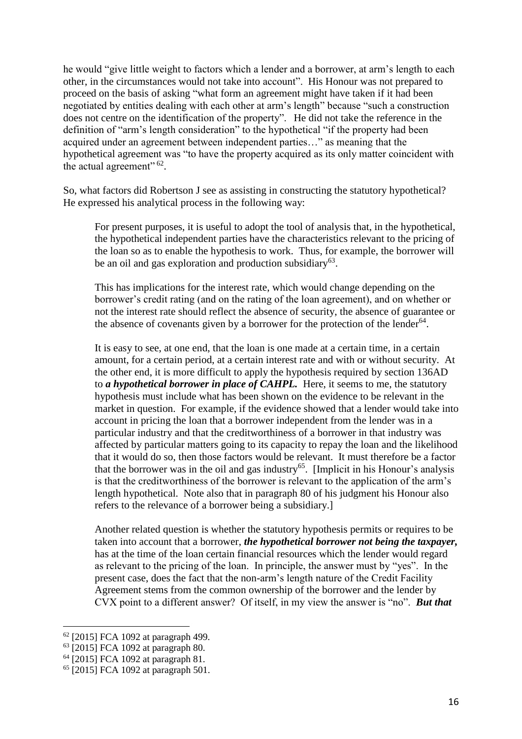he would "give little weight to factors which a lender and a borrower, at arm's length to each other, in the circumstances would not take into account". His Honour was not prepared to proceed on the basis of asking "what form an agreement might have taken if it had been negotiated by entities dealing with each other at arm's length" because "such a construction does not centre on the identification of the property". He did not take the reference in the definition of "arm's length consideration" to the hypothetical "if the property had been acquired under an agreement between independent parties…" as meaning that the hypothetical agreement was "to have the property acquired as its only matter coincident with the actual agreement" [62].

So, what factors did Robertson J see as assisting in constructing the statutory hypothetical? He expressed his analytical process in the following way:

> For present purposes, it is useful to adopt the tool of analysis that, in the hypothetical, the hypothetical independent parties have the characteristics relevant to the pricing of the loan so as to enable the hypothesis to work. Thus, for example, the borrower will be an oil and gas exploration and production subsidiary[63].
>
> This has implications for the interest rate, which would change depending on the borrower's credit rating (and on the rating of the loan agreement), and on whether or not the interest rate should reflect the absence of security, the absence of guarantee or the absence of covenants given by a borrower for the protection of the lender[64].
>
> It is easy to see, at one end, that the loan is one made at a certain time, in a certain amount, for a certain period, at a certain interest rate and with or without security. At the other end, it is more difficult to apply the hypothesis required by section 136AD to ***a hypothetical borrower in place of CAHPL.*** Here, it seems to me, the statutory hypothesis must include what has been shown on the evidence to be relevant in the market in question. For example, if the evidence showed that a lender would take into account in pricing the loan that a borrower independent from the lender was in a particular industry and that the creditworthiness of a borrower in that industry was affected by particular matters going to its capacity to repay the loan and the likelihood that it would do so, then those factors would be relevant. It must therefore be a factor that the borrower was in the oil and gas industry[65]. [Implicit in his Honour's analysis is that the creditworthiness of the borrower is relevant to the application of the arm's length hypothetical. Note also that in paragraph 80 of his judgment his Honour also refers to the relevance of a borrower being a subsidiary.]
>
> Another related question is whether the statutory hypothesis permits or requires to be taken into account that a borrower, ***the hypothetical borrower not being the taxpayer,*** has at the time of the loan certain financial resources which the lender would regard as relevant to the pricing of the loan. In principle, the answer must by "yes". In the present case, does the fact that the non-arm's length nature of the Credit Facility Agreement stems from the common ownership of the borrower and the lender by CVX point to a different answer? Of itself, in my view the answer is "no". ***But that***

[62] [2015] FCA 1092 at paragraph 499.
[63] [2015] FCA 1092 at paragraph 80.
[64] [2015] FCA 1092 at paragraph 81.
[65] [2015] FCA 1092 at paragraph 501.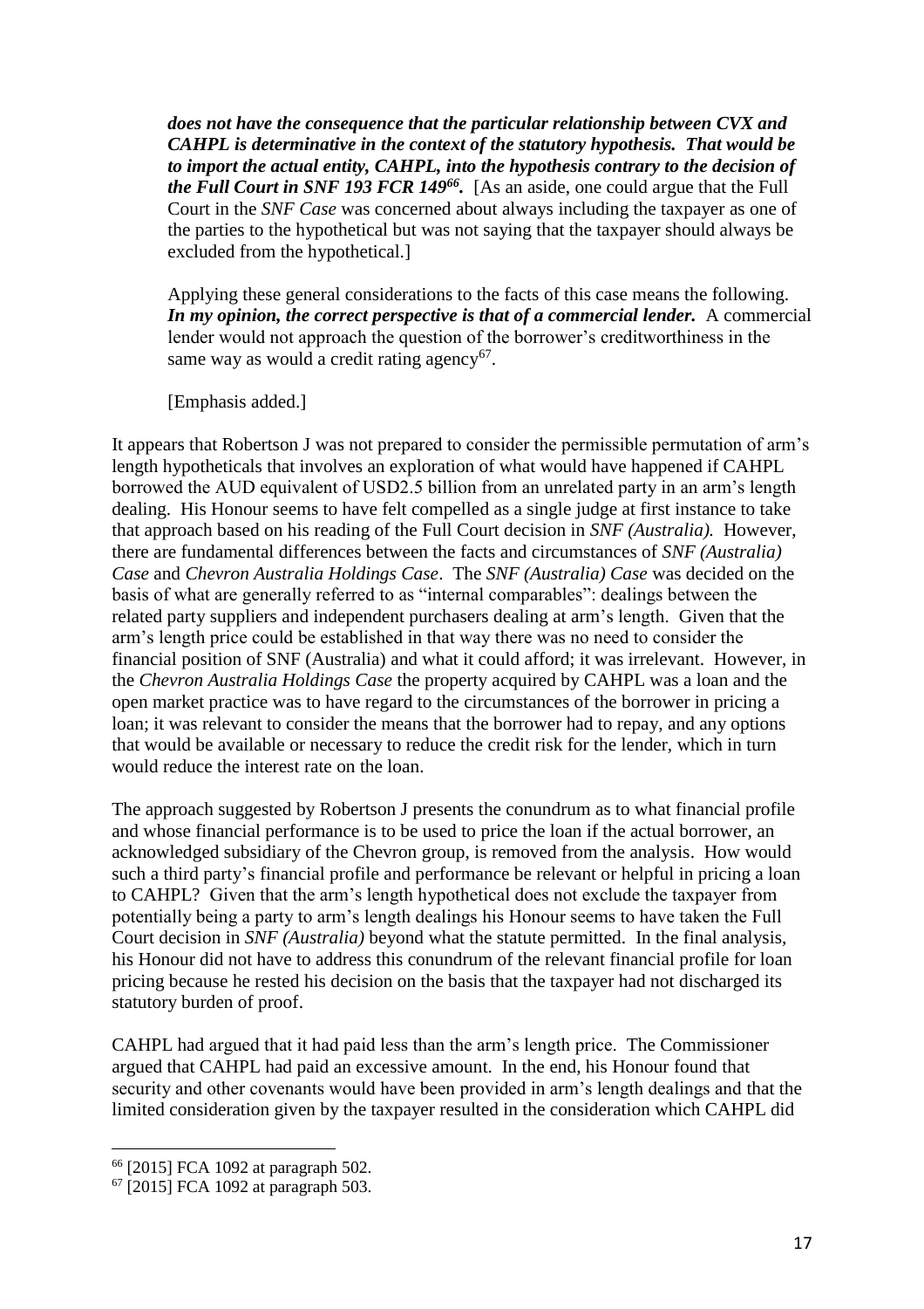***does not have the consequence that the particular relationship between CVX and CAHPL is determinative in the context of the statutory hypothesis. That would be to import the actual entity, CAHPL, into the hypothesis contrary to the decision of the Full Court in SNF 193 FCR 149[66].*** [As an aside, one could argue that the Full Court in the *SNF Case* was concerned about always including the taxpayer as one of the parties to the hypothetical but was not saying that the taxpayer should always be excluded from the hypothetical.]

> Applying these general considerations to the facts of this case means the following. ***In my opinion, the correct perspective is that of a commercial lender.*** A commercial lender would not approach the question of the borrower's creditworthiness in the same way as would a credit rating agency[67].
>
> [Emphasis added.]

It appears that Robertson J was not prepared to consider the permissible permutation of arm's length hypotheticals that involves an exploration of what would have happened if CAHPL borrowed the AUD equivalent of USD2.5 billion from an unrelated party in an arm's length dealing. His Honour seems to have felt compelled as a single judge at first instance to take that approach based on his reading of the Full Court decision in *SNF (Australia).* However, there are fundamental differences between the facts and circumstances of *SNF (Australia) Case* and *Chevron Australia Holdings Case*. The *SNF (Australia) Case* was decided on the basis of what are generally referred to as "internal comparables": dealings between the related party suppliers and independent purchasers dealing at arm's length. Given that the arm's length price could be established in that way there was no need to consider the financial position of SNF (Australia) and what it could afford; it was irrelevant. However, in the *Chevron Australia Holdings Case* the property acquired by CAHPL was a loan and the open market practice was to have regard to the circumstances of the borrower in pricing a loan; it was relevant to consider the means that the borrower had to repay, and any options that would be available or necessary to reduce the credit risk for the lender, which in turn would reduce the interest rate on the loan.

The approach suggested by Robertson J presents the conundrum as to what financial profile and whose financial performance is to be used to price the loan if the actual borrower, an acknowledged subsidiary of the Chevron group, is removed from the analysis. How would such a third party's financial profile and performance be relevant or helpful in pricing a loan to CAHPL? Given that the arm's length hypothetical does not exclude the taxpayer from potentially being a party to arm's length dealings his Honour seems to have taken the Full Court decision in *SNF (Australia)* beyond what the statute permitted. In the final analysis, his Honour did not have to address this conundrum of the relevant financial profile for loan pricing because he rested his decision on the basis that the taxpayer had not discharged its statutory burden of proof.

CAHPL had argued that it had paid less than the arm's length price. The Commissioner argued that CAHPL had paid an excessive amount. In the end, his Honour found that security and other covenants would have been provided in arm's length dealings and that the limited consideration given by the taxpayer resulted in the consideration which CAHPL did

---

[66] [2015] FCA 1092 at paragraph 502.

[67] [2015] FCA 1092 at paragraph 503.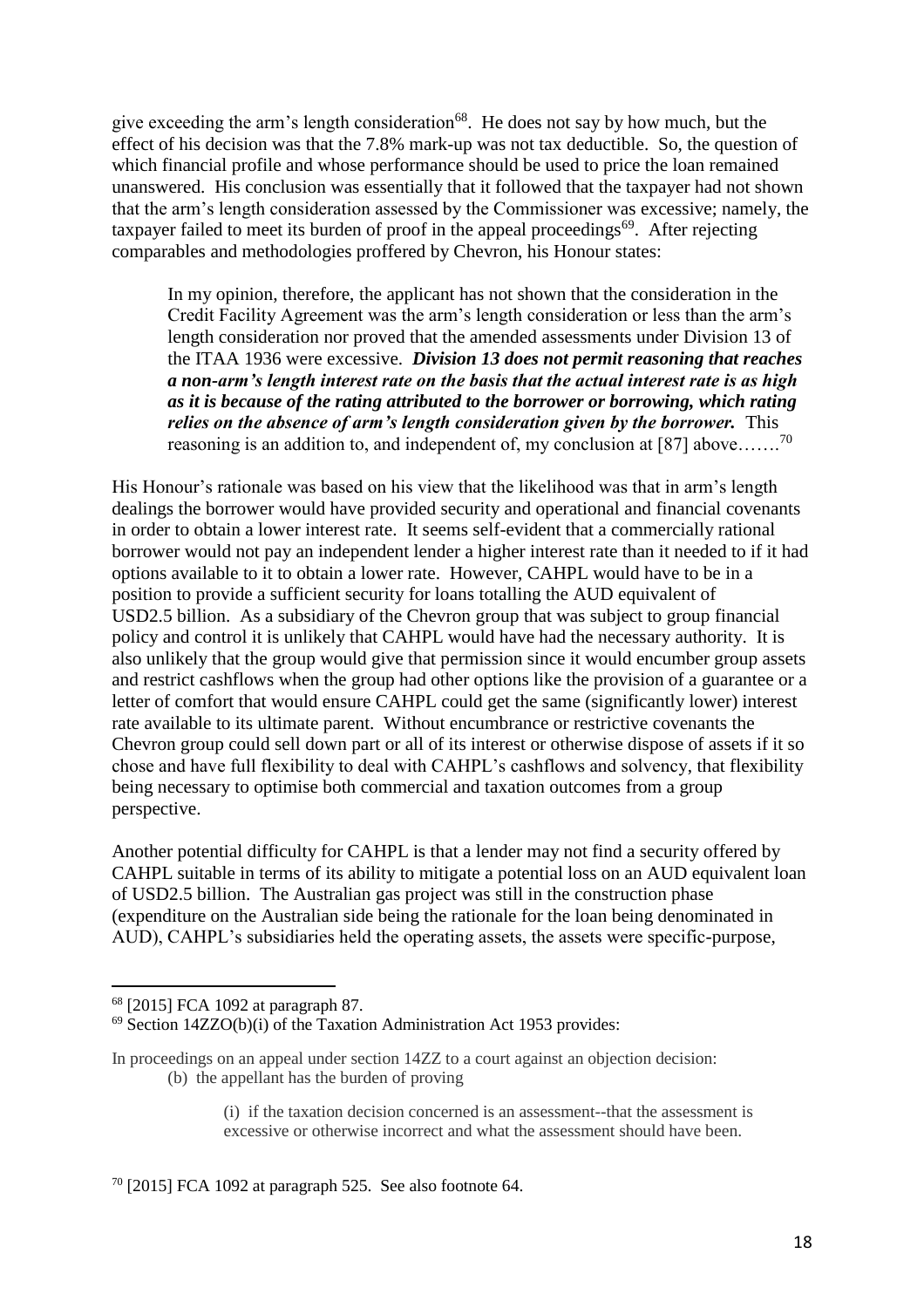give exceeding the arm's length consideration[68]. He does not say by how much, but the effect of his decision was that the 7.8% mark-up was not tax deductible. So, the question of which financial profile and whose performance should be used to price the loan remained unanswered. His conclusion was essentially that it followed that the taxpayer had not shown that the arm's length consideration assessed by the Commissioner was excessive; namely, the taxpayer failed to meet its burden of proof in the appeal proceedings[69]. After rejecting comparables and methodologies proffered by Chevron, his Honour states:

> In my opinion, therefore, the applicant has not shown that the consideration in the Credit Facility Agreement was the arm's length consideration or less than the arm's length consideration nor proved that the amended assessments under Division 13 of the ITAA 1936 were excessive. ***Division 13 does not permit reasoning that reaches a non-arm's length interest rate on the basis that the actual interest rate is as high as it is because of the rating attributed to the borrower or borrowing, which rating relies on the absence of arm's length consideration given by the borrower.*** This reasoning is an addition to, and independent of, my conclusion at [87] above…….[70]

His Honour's rationale was based on his view that the likelihood was that in arm's length dealings the borrower would have provided security and operational and financial covenants in order to obtain a lower interest rate. It seems self-evident that a commercially rational borrower would not pay an independent lender a higher interest rate than it needed to if it had options available to it to obtain a lower rate. However, CAHPL would have to be in a position to provide a sufficient security for loans totalling the AUD equivalent of USD2.5 billion. As a subsidiary of the Chevron group that was subject to group financial policy and control it is unlikely that CAHPL would have had the necessary authority. It is also unlikely that the group would give that permission since it would encumber group assets and restrict cashflows when the group had other options like the provision of a guarantee or a letter of comfort that would ensure CAHPL could get the same (significantly lower) interest rate available to its ultimate parent. Without encumbrance or restrictive covenants the Chevron group could sell down part or all of its interest or otherwise dispose of assets if it so chose and have full flexibility to deal with CAHPL's cashflows and solvency, that flexibility being necessary to optimise both commercial and taxation outcomes from a group perspective.

Another potential difficulty for CAHPL is that a lender may not find a security offered by CAHPL suitable in terms of its ability to mitigate a potential loss on an AUD equivalent loan of USD2.5 billion. The Australian gas project was still in the construction phase (expenditure on the Australian side being the rationale for the loan being denominated in AUD), CAHPL's subsidiaries held the operating assets, the assets were specific-purpose,

---

[68] [2015] FCA 1092 at paragraph 87.

[69] Section 14ZZO(b)(i) of the Taxation Administration Act 1953 provides:

In proceedings on an appeal under section 14ZZ to a court against an objection decision:

(b) the appellant has the burden of proving

(i) if the taxation decision concerned is an assessment--that the assessment is excessive or otherwise incorrect and what the assessment should have been.

[70] [2015] FCA 1092 at paragraph 525. See also footnote 64.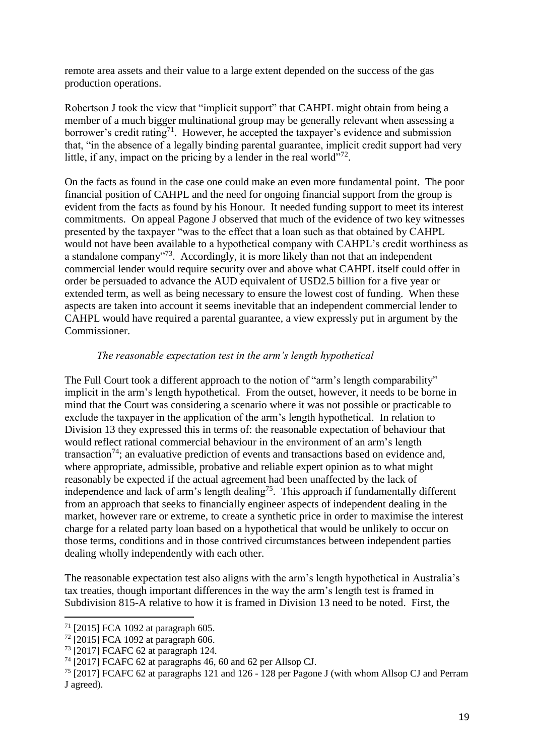remote area assets and their value to a large extent depended on the success of the gas production operations.

Robertson J took the view that "implicit support" that CAHPL might obtain from being a member of a much bigger multinational group may be generally relevant when assessing a borrower's credit rating[71]. However, he accepted the taxpayer's evidence and submission that, "in the absence of a legally binding parental guarantee, implicit credit support had very little, if any, impact on the pricing by a lender in the real world"[72].

On the facts as found in the case one could make an even more fundamental point. The poor financial position of CAHPL and the need for ongoing financial support from the group is evident from the facts as found by his Honour. It needed funding support to meet its interest commitments. On appeal Pagone J observed that much of the evidence of two key witnesses presented by the taxpayer "was to the effect that a loan such as that obtained by CAHPL would not have been available to a hypothetical company with CAHPL's credit worthiness as a standalone company"[73]. Accordingly, it is more likely than not that an independent commercial lender would require security over and above what CAHPL itself could offer in order be persuaded to advance the AUD equivalent of USD2.5 billion for a five year or extended term, as well as being necessary to ensure the lowest cost of funding. When these aspects are taken into account it seems inevitable that an independent commercial lender to CAHPL would have required a parental guarantee, a view expressly put in argument by the Commissioner.

### *The reasonable expectation test in the arm's length hypothetical*

The Full Court took a different approach to the notion of "arm's length comparability" implicit in the arm's length hypothetical. From the outset, however, it needs to be borne in mind that the Court was considering a scenario where it was not possible or practicable to exclude the taxpayer in the application of the arm's length hypothetical. In relation to Division 13 they expressed this in terms of: the reasonable expectation of behaviour that would reflect rational commercial behaviour in the environment of an arm's length transaction[74]; an evaluative prediction of events and transactions based on evidence and, where appropriate, admissible, probative and reliable expert opinion as to what might reasonably be expected if the actual agreement had been unaffected by the lack of independence and lack of arm's length dealing[75]. This approach if fundamentally different from an approach that seeks to financially engineer aspects of independent dealing in the market, however rare or extreme, to create a synthetic price in order to maximise the interest charge for a related party loan based on a hypothetical that would be unlikely to occur on those terms, conditions and in those contrived circumstances between independent parties dealing wholly independently with each other.

The reasonable expectation test also aligns with the arm's length hypothetical in Australia's tax treaties, though important differences in the way the arm's length test is framed in Subdivision 815-A relative to how it is framed in Division 13 need to be noted. First, the

---

[71] [2015] FCA 1092 at paragraph 605.

[72] [2015] FCA 1092 at paragraph 606.

[73] [2017] FCAFC 62 at paragraph 124.

[74] [2017] FCAFC 62 at paragraphs 46, 60 and 62 per Allsop CJ.

[75] [2017] FCAFC 62 at paragraphs 121 and 126 - 128 per Pagone J (with whom Allsop CJ and Perram J agreed).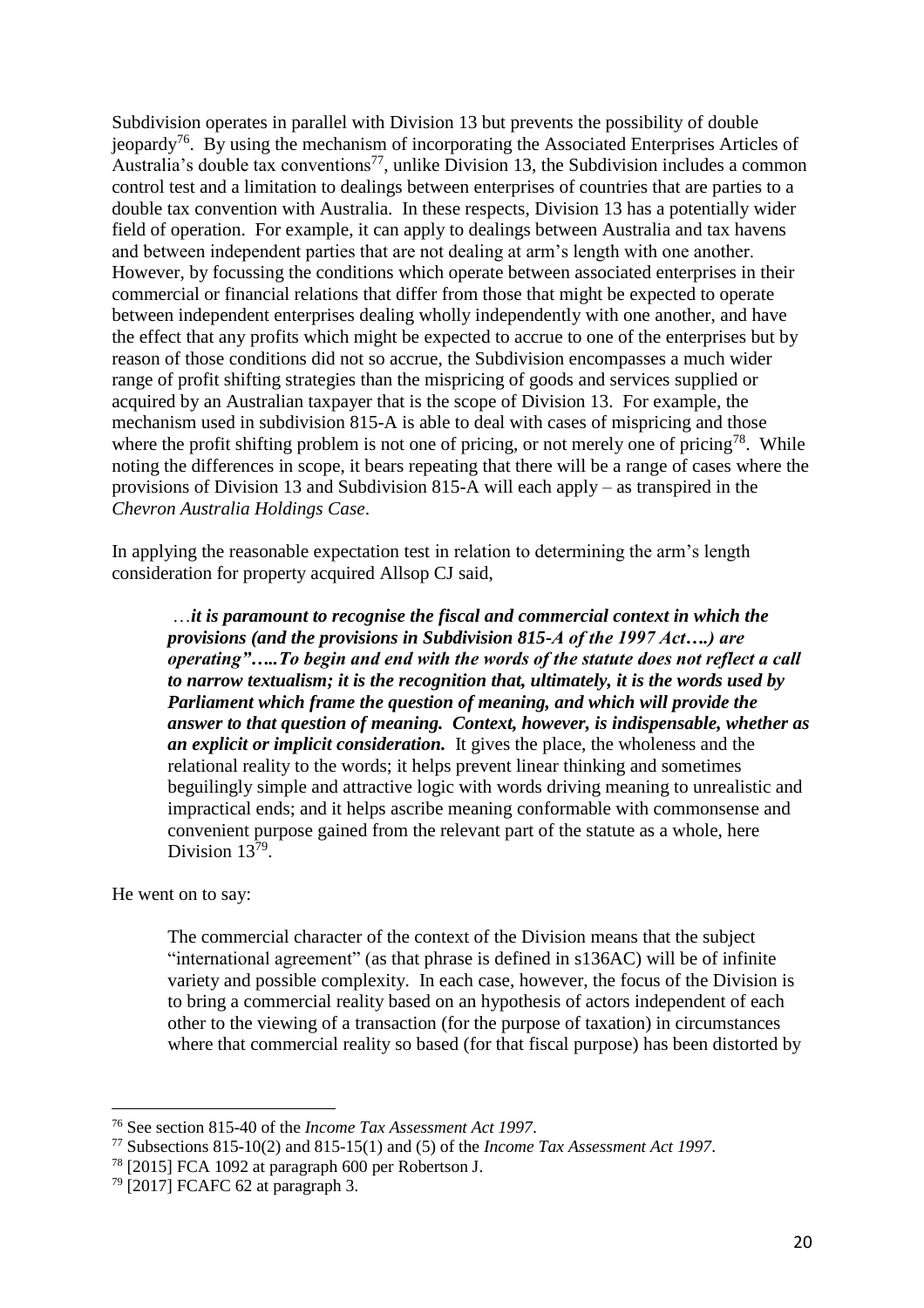Subdivision operates in parallel with Division 13 but prevents the possibility of double jeopardy[76]. By using the mechanism of incorporating the Associated Enterprises Articles of Australia's double tax conventions[77], unlike Division 13, the Subdivision includes a common control test and a limitation to dealings between enterprises of countries that are parties to a double tax convention with Australia. In these respects, Division 13 has a potentially wider field of operation. For example, it can apply to dealings between Australia and tax havens and between independent parties that are not dealing at arm's length with one another. However, by focussing the conditions which operate between associated enterprises in their commercial or financial relations that differ from those that might be expected to operate between independent enterprises dealing wholly independently with one another, and have the effect that any profits which might be expected to accrue to one of the enterprises but by reason of those conditions did not so accrue, the Subdivision encompasses a much wider range of profit shifting strategies than the mispricing of goods and services supplied or acquired by an Australian taxpayer that is the scope of Division 13. For example, the mechanism used in subdivision 815-A is able to deal with cases of mispricing and those where the profit shifting problem is not one of pricing, or not merely one of pricing[78]. While noting the differences in scope, it bears repeating that there will be a range of cases where the provisions of Division 13 and Subdivision 815-A will each apply – as transpired in the *Chevron Australia Holdings Case*.

In applying the reasonable expectation test in relation to determining the arm's length consideration for property acquired Allsop CJ said,

> …***it is paramount to recognise the fiscal and commercial context in which the provisions (and the provisions in Subdivision 815-A of the 1997 Act….) are operating"…..To begin and end with the words of the statute does not reflect a call to narrow textualism; it is the recognition that, ultimately, it is the words used by Parliament which frame the question of meaning, and which will provide the answer to that question of meaning. Context, however, is indispensable, whether as an explicit or implicit consideration.*** It gives the place, the wholeness and the relational reality to the words; it helps prevent linear thinking and sometimes beguilingly simple and attractive logic with words driving meaning to unrealistic and impractical ends; and it helps ascribe meaning conformable with commonsense and convenient purpose gained from the relevant part of the statute as a whole, here Division 13[79].

He went on to say:

> The commercial character of the context of the Division means that the subject "international agreement" (as that phrase is defined in s136AC) will be of infinite variety and possible complexity. In each case, however, the focus of the Division is to bring a commercial reality based on an hypothesis of actors independent of each other to the viewing of a transaction (for the purpose of taxation) in circumstances where that commercial reality so based (for that fiscal purpose) has been distorted by

---

[76] See section 815-40 of the *Income Tax Assessment Act 1997*.

[77] Subsections 815-10(2) and 815-15(1) and (5) of the *Income Tax Assessment Act 1997*.

[78] [2015] FCA 1092 at paragraph 600 per Robertson J.

[79] [2017] FCAFC 62 at paragraph 3.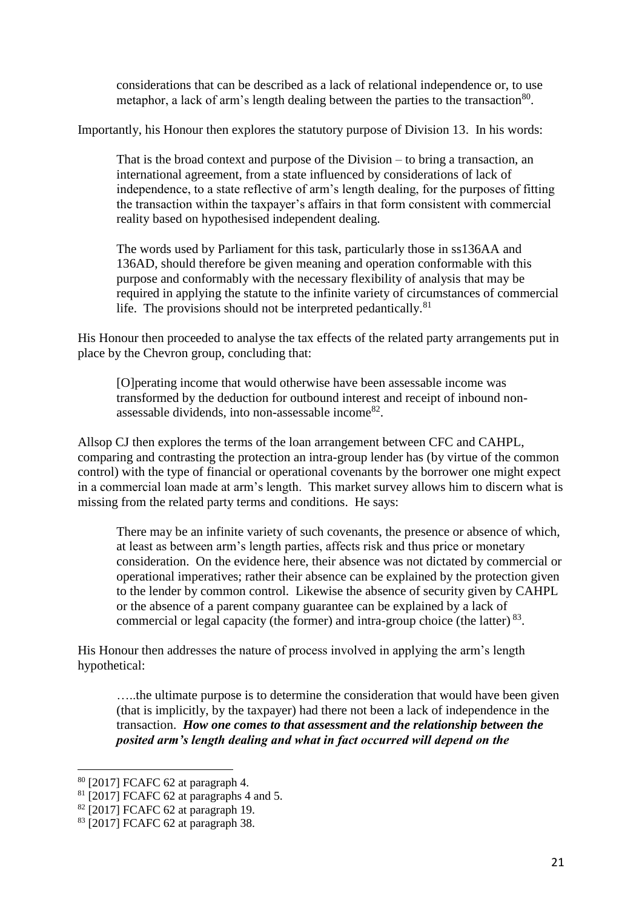considerations that can be described as a lack of relational independence or, to use metaphor, a lack of arm's length dealing between the parties to the transaction[80].

Importantly, his Honour then explores the statutory purpose of Division 13. In his words:

> That is the broad context and purpose of the Division – to bring a transaction, an international agreement, from a state influenced by considerations of lack of independence, to a state reflective of arm's length dealing, for the purposes of fitting the transaction within the taxpayer's affairs in that form consistent with commercial reality based on hypothesised independent dealing.
>
> The words used by Parliament for this task, particularly those in ss136AA and 136AD, should therefore be given meaning and operation conformable with this purpose and conformably with the necessary flexibility of analysis that may be required in applying the statute to the infinite variety of circumstances of commercial life. The provisions should not be interpreted pedantically.[81]

His Honour then proceeded to analyse the tax effects of the related party arrangements put in place by the Chevron group, concluding that:

> [O]perating income that would otherwise have been assessable income was transformed by the deduction for outbound interest and receipt of inbound non-assessable dividends, into non-assessable income[82].

Allsop CJ then explores the terms of the loan arrangement between CFC and CAHPL, comparing and contrasting the protection an intra-group lender has (by virtue of the common control) with the type of financial or operational covenants by the borrower one might expect in a commercial loan made at arm's length. This market survey allows him to discern what is missing from the related party terms and conditions. He says:

> There may be an infinite variety of such covenants, the presence or absence of which, at least as between arm's length parties, affects risk and thus price or monetary consideration. On the evidence here, their absence was not dictated by commercial or operational imperatives; rather their absence can be explained by the protection given to the lender by common control. Likewise the absence of security given by CAHPL or the absence of a parent company guarantee can be explained by a lack of commercial or legal capacity (the former) and intra-group choice (the latter) [83].

His Honour then addresses the nature of process involved in applying the arm's length hypothetical:

> …..the ultimate purpose is to determine the consideration that would have been given (that is implicitly, by the taxpayer) had there not been a lack of independence in the transaction. ***How one comes to that assessment and the relationship between the posited arm's length dealing and what in fact occurred will depend on the***

---

[80] [2017] FCAFC 62 at paragraph 4.

[81] [2017] FCAFC 62 at paragraphs 4 and 5.

[82] [2017] FCAFC 62 at paragraph 19.

[83] [2017] FCAFC 62 at paragraph 38.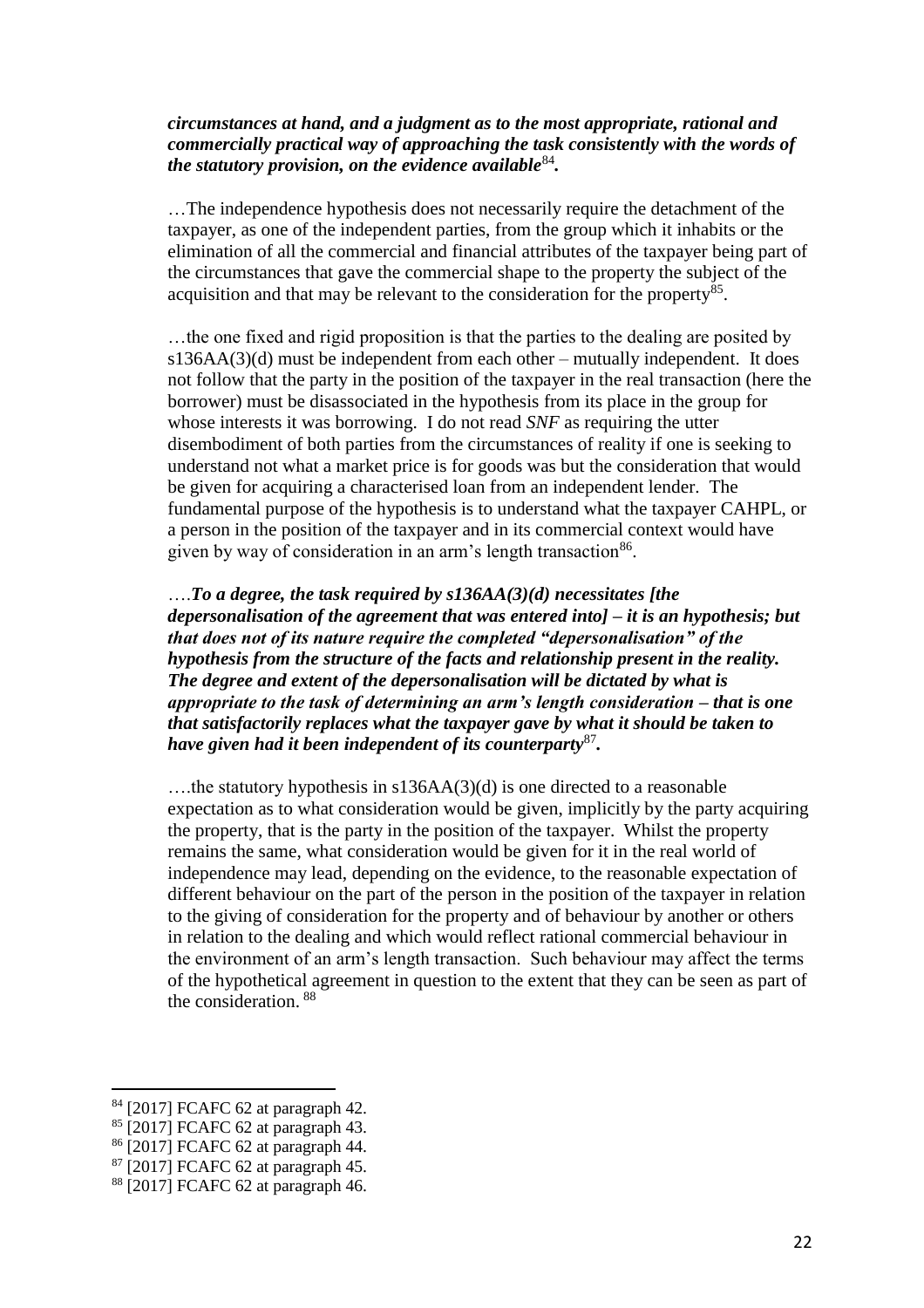***circumstances at hand, and a judgment as to the most appropriate, rational and commercially practical way of approaching the task consistently with the words of the statutory provision, on the evidence available*[84].**

…The independence hypothesis does not necessarily require the detachment of the taxpayer, as one of the independent parties, from the group which it inhabits or the elimination of all the commercial and financial attributes of the taxpayer being part of the circumstances that gave the commercial shape to the property the subject of the acquisition and that may be relevant to the consideration for the property[85].

…the one fixed and rigid proposition is that the parties to the dealing are posited by s136AA(3)(d) must be independent from each other – mutually independent. It does not follow that the party in the position of the taxpayer in the real transaction (here the borrower) must be disassociated in the hypothesis from its place in the group for whose interests it was borrowing. I do not read *SNF* as requiring the utter disembodiment of both parties from the circumstances of reality if one is seeking to understand not what a market price is for goods was but the consideration that would be given for acquiring a characterised loan from an independent lender. The fundamental purpose of the hypothesis is to understand what the taxpayer CAHPL, or a person in the position of the taxpayer and in its commercial context would have given by way of consideration in an arm's length transaction[86].

….***To a degree, the task required by s136AA(3)(d) necessitates [the depersonalisation of the agreement that was entered into] – it is an hypothesis; but that does not of its nature require the completed "depersonalisation" of the hypothesis from the structure of the facts and relationship present in the reality. The degree and extent of the depersonalisation will be dictated by what is appropriate to the task of determining an arm's length consideration – that is one that satisfactorily replaces what the taxpayer gave by what it should be taken to have given had it been independent of its counterparty*[87].**

….the statutory hypothesis in s136AA(3)(d) is one directed to a reasonable expectation as to what consideration would be given, implicitly by the party acquiring the property, that is the party in the position of the taxpayer. Whilst the property remains the same, what consideration would be given for it in the real world of independence may lead, depending on the evidence, to the reasonable expectation of different behaviour on the part of the person in the position of the taxpayer in relation to the giving of consideration for the property and of behaviour by another or others in relation to the dealing and which would reflect rational commercial behaviour in the environment of an arm's length transaction. Such behaviour may affect the terms of the hypothetical agreement in question to the extent that they can be seen as part of the consideration. [88]

---

[84] [2017] FCAFC 62 at paragraph 42.

[85] [2017] FCAFC 62 at paragraph 43.

[86] [2017] FCAFC 62 at paragraph 44.

[87] [2017] FCAFC 62 at paragraph 45.

[88] [2017] FCAFC 62 at paragraph 46.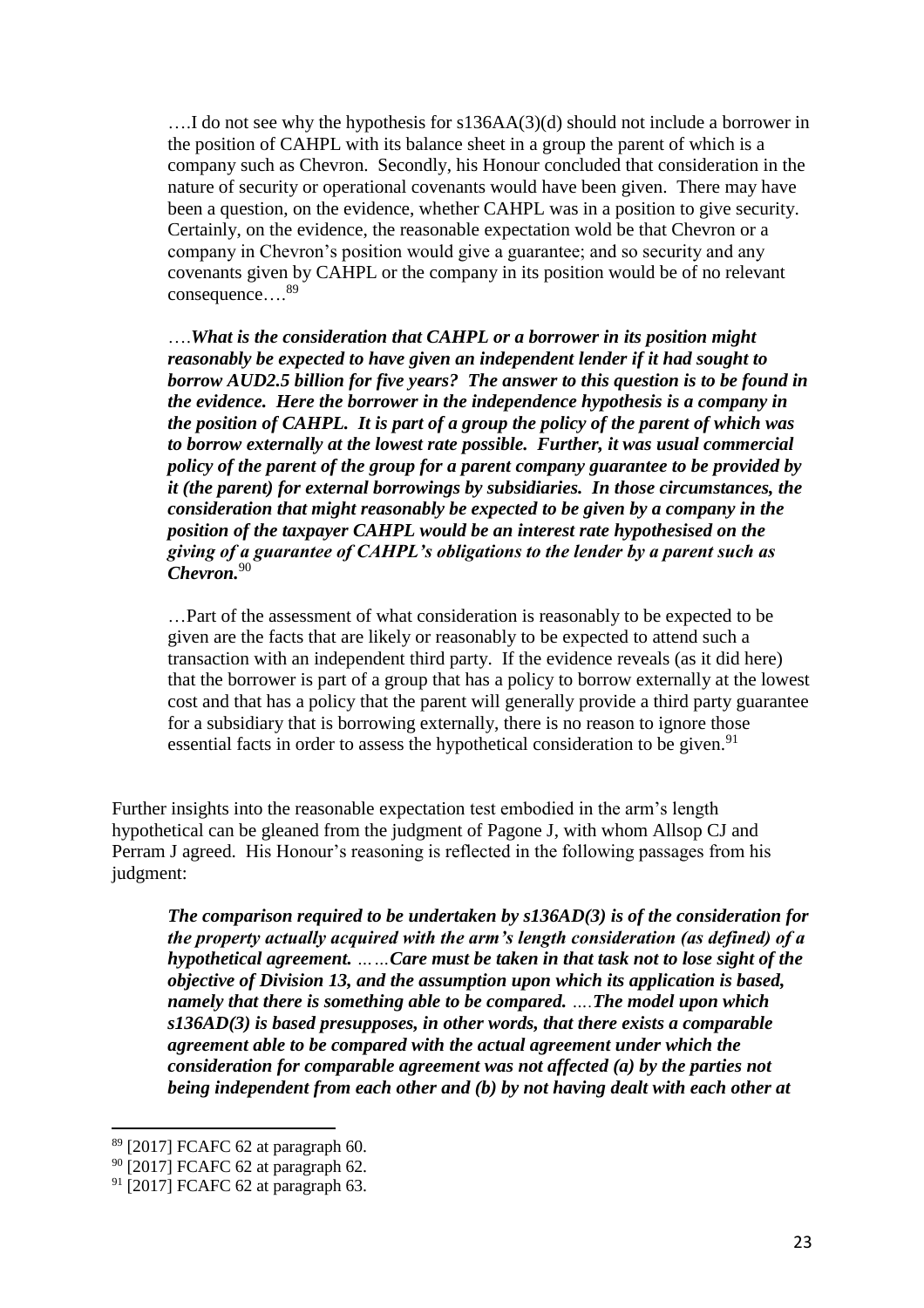> ….I do not see why the hypothesis for s136AA(3)(d) should not include a borrower in the position of CAHPL with its balance sheet in a group the parent of which is a company such as Chevron. Secondly, his Honour concluded that consideration in the nature of security or operational covenants would have been given. There may have been a question, on the evidence, whether CAHPL was in a position to give security. Certainly, on the evidence, the reasonable expectation wold be that Chevron or a company in Chevron's position would give a guarantee; and so security and any covenants given by CAHPL or the company in its position would be of no relevant consequence….[89]
>
> ….***What is the consideration that CAHPL or a borrower in its position might reasonably be expected to have given an independent lender if it had sought to borrow AUD2.5 billion for five years? The answer to this question is to be found in the evidence. Here the borrower in the independence hypothesis is a company in the position of CAHPL. It is part of a group the policy of the parent of which was to borrow externally at the lowest rate possible. Further, it was usual commercial policy of the parent of the group for a parent company guarantee to be provided by it (the parent) for external borrowings by subsidiaries. In those circumstances, the consideration that might reasonably be expected to be given by a company in the position of the taxpayer CAHPL would be an interest rate hypothesised on the giving of a guarantee of CAHPL's obligations to the lender by a parent such as Chevron.***[90]
>
> …Part of the assessment of what consideration is reasonably to be expected to be given are the facts that are likely or reasonably to be expected to attend such a transaction with an independent third party. If the evidence reveals (as it did here) that the borrower is part of a group that has a policy to borrow externally at the lowest cost and that has a policy that the parent will generally provide a third party guarantee for a subsidiary that is borrowing externally, there is no reason to ignore those essential facts in order to assess the hypothetical consideration to be given.[91]

Further insights into the reasonable expectation test embodied in the arm's length hypothetical can be gleaned from the judgment of Pagone J, with whom Allsop CJ and Perram J agreed. His Honour's reasoning is reflected in the following passages from his judgment:

> ***The comparison required to be undertaken by s136AD(3) is of the consideration for the property actually acquired with the arm's length consideration (as defined) of a hypothetical agreement. ……Care must be taken in that task not to lose sight of the objective of Division 13, and the assumption upon which its application is based, namely that there is something able to be compared. ….The model upon which s136AD(3) is based presupposes, in other words, that there exists a comparable agreement able to be compared with the actual agreement under which the consideration for comparable agreement was not affected (a) by the parties not being independent from each other and (b) by not having dealt with each other at***

[89] [2017] FCAFC 62 at paragraph 60.

[90] [2017] FCAFC 62 at paragraph 62.

[91] [2017] FCAFC 62 at paragraph 63.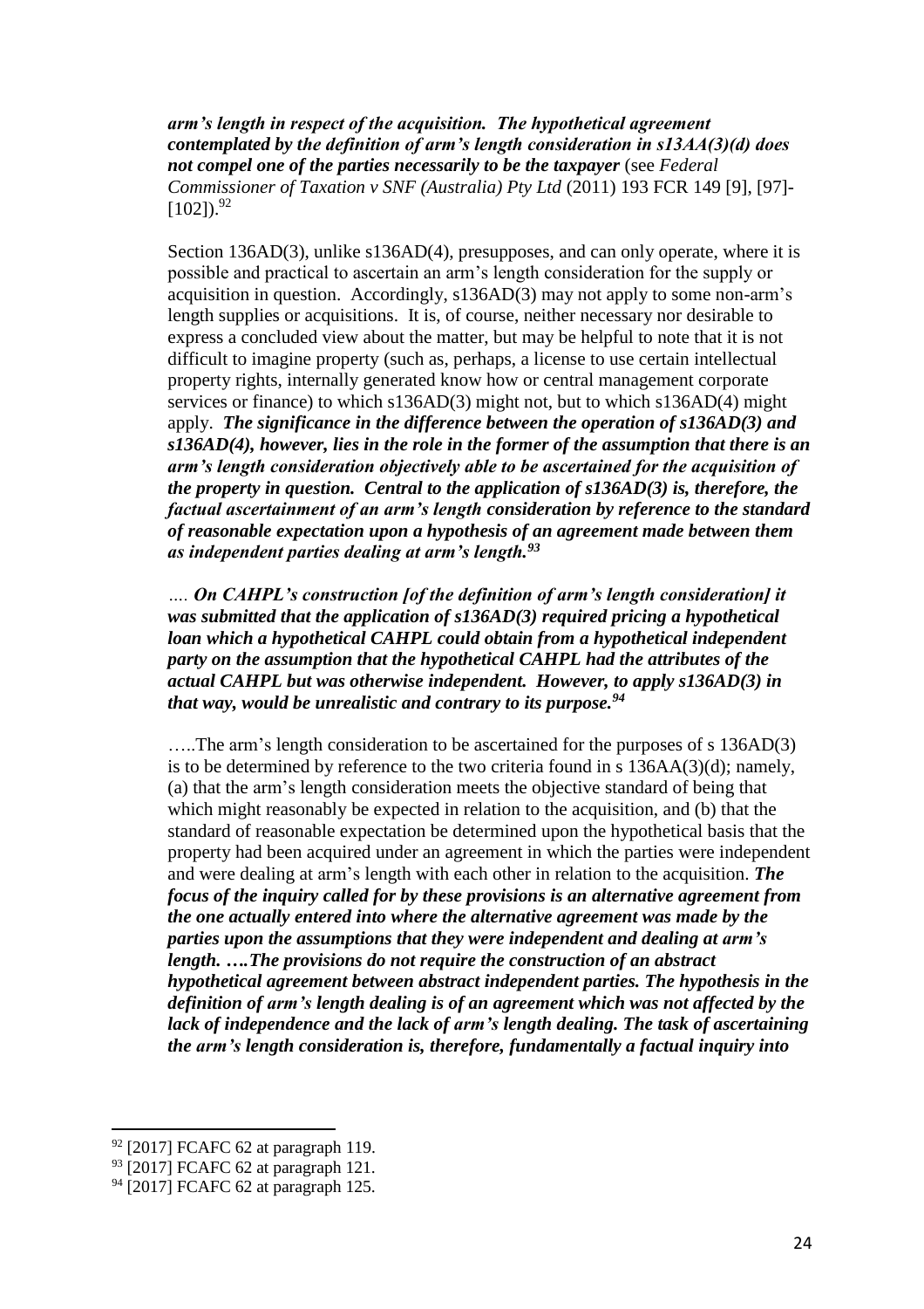***arm's length in respect of the acquisition. The hypothetical agreement contemplated by the definition of arm's length consideration in s13AA(3)(d) does not compel one of the parties necessarily to be the taxpayer*** (see *Federal Commissioner of Taxation v SNF (Australia) Pty Ltd* (2011) 193 FCR 149 [9], [97]-[102]).[92]

Section 136AD(3), unlike s136AD(4), presupposes, and can only operate, where it is possible and practical to ascertain an arm's length consideration for the supply or acquisition in question. Accordingly, s136AD(3) may not apply to some non-arm's length supplies or acquisitions. It is, of course, neither necessary nor desirable to express a concluded view about the matter, but may be helpful to note that it is not difficult to imagine property (such as, perhaps, a license to use certain intellectual property rights, internally generated know how or central management corporate services or finance) to which s136AD(3) might not, but to which s136AD(4) might apply. ***The significance in the difference between the operation of s136AD(3) and s136AD(4), however, lies in the role in the former of the assumption that there is an arm's length consideration objectively able to be ascertained for the acquisition of the property in question. Central to the application of s136AD(3) is, therefore, the factual ascertainment of an arm's length consideration by reference to the standard of reasonable expectation upon a hypothesis of an agreement made between them as independent parties dealing at arm's length.***[93]

*….* ***On CAHPL's construction [of the definition of arm's length consideration] it was submitted that the application of s136AD(3) required pricing a hypothetical loan which a hypothetical CAHPL could obtain from a hypothetical independent party on the assumption that the hypothetical CAHPL had the attributes of the actual CAHPL but was otherwise independent. However, to apply s136AD(3) in that way, would be unrealistic and contrary to its purpose.***[94]

…..The arm's length consideration to be ascertained for the purposes of s 136AD(3) is to be determined by reference to the two criteria found in s 136AA(3)(d); namely, (a) that the arm's length consideration meets the objective standard of being that which might reasonably be expected in relation to the acquisition, and (b) that the standard of reasonable expectation be determined upon the hypothetical basis that the property had been acquired under an agreement in which the parties were independent and were dealing at arm's length with each other in relation to the acquisition. ***The focus of the inquiry called for by these provisions is an alternative agreement from the one actually entered into where the alternative agreement was made by the parties upon the assumptions that they were independent and dealing at arm's length. ….The provisions do not require the construction of an abstract hypothetical agreement between abstract independent parties. The hypothesis in the definition of arm's length dealing is of an agreement which was not affected by the lack of independence and the lack of arm's length dealing. The task of ascertaining the arm's length consideration is, therefore, fundamentally a factual inquiry into***

---

[92] [2017] FCAFC 62 at paragraph 119.

[93] [2017] FCAFC 62 at paragraph 121.

[94] [2017] FCAFC 62 at paragraph 125.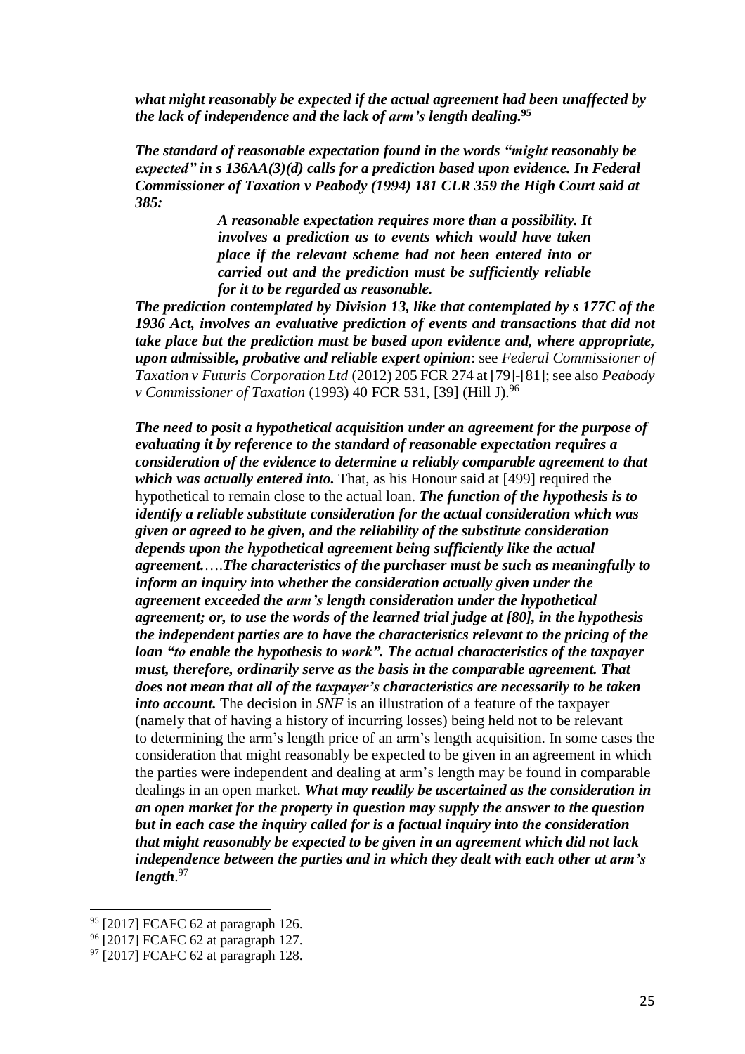***what might reasonably be expected if the actual agreement had been unaffected by the lack of independence and the lack of arm's length dealing.***[95]

***The standard of reasonable expectation found in the words "might reasonably be expected" in s 136AA(3)(d) calls for a prediction based upon evidence. In Federal Commissioner of Taxation v Peabody (1994) 181 CLR 359 the High Court said at 385:***

> ***A reasonable expectation requires more than a possibility. It involves a prediction as to events which would have taken place if the relevant scheme had not been entered into or carried out and the prediction must be sufficiently reliable for it to be regarded as reasonable.***

***The prediction contemplated by Division 13, like that contemplated by s 177C of the 1936 Act, involves an evaluative prediction of events and transactions that did not take place but the prediction must be based upon evidence and, where appropriate, upon admissible, probative and reliable expert opinion***: see *Federal Commissioner of Taxation v Futuris Corporation Ltd* (2012) 205 FCR 274 at [79]-[81]; see also *Peabody v Commissioner of Taxation* (1993) 40 FCR 531, [39] (Hill J).[96]

***The need to posit a hypothetical acquisition under an agreement for the purpose of evaluating it by reference to the standard of reasonable expectation requires a consideration of the evidence to determine a reliably comparable agreement to that which was actually entered into.*** That, as his Honour said at [499] required the hypothetical to remain close to the actual loan. ***The function of the hypothesis is to identify a reliable substitute consideration for the actual consideration which was given or agreed to be given, and the reliability of the substitute consideration depends upon the hypothetical agreement being sufficiently like the actual agreement.*****…..*****The characteristics of the purchaser must be such as meaningfully to inform an inquiry into whether the consideration actually given under the agreement exceeded the arm's length consideration under the hypothetical agreement; or, to use the words of the learned trial judge at [80], in the hypothesis the independent parties are to have the characteristics relevant to the pricing of the loan "to enable the hypothesis to work". The actual characteristics of the taxpayer must, therefore, ordinarily serve as the basis in the comparable agreement. That does not mean that all of the taxpayer's characteristics are necessarily to be taken into account.*** The decision in *SNF* is an illustration of a feature of the taxpayer (namely that of having a history of incurring losses) being held not to be relevant to determining the arm's length price of an arm's length acquisition. In some cases the consideration that might reasonably be expected to be given in an agreement in which the parties were independent and dealing at arm's length may be found in comparable dealings in an open market. ***What may readily be ascertained as the consideration in an open market for the property in question may supply the answer to the question but in each case the inquiry called for is a factual inquiry into the consideration that might reasonably be expected to be given in an agreement which did not lack independence between the parties and in which they dealt with each other at arm's length***.[97]

---

[95] [2017] FCAFC 62 at paragraph 126.

[96] [2017] FCAFC 62 at paragraph 127.

[97] [2017] FCAFC 62 at paragraph 128.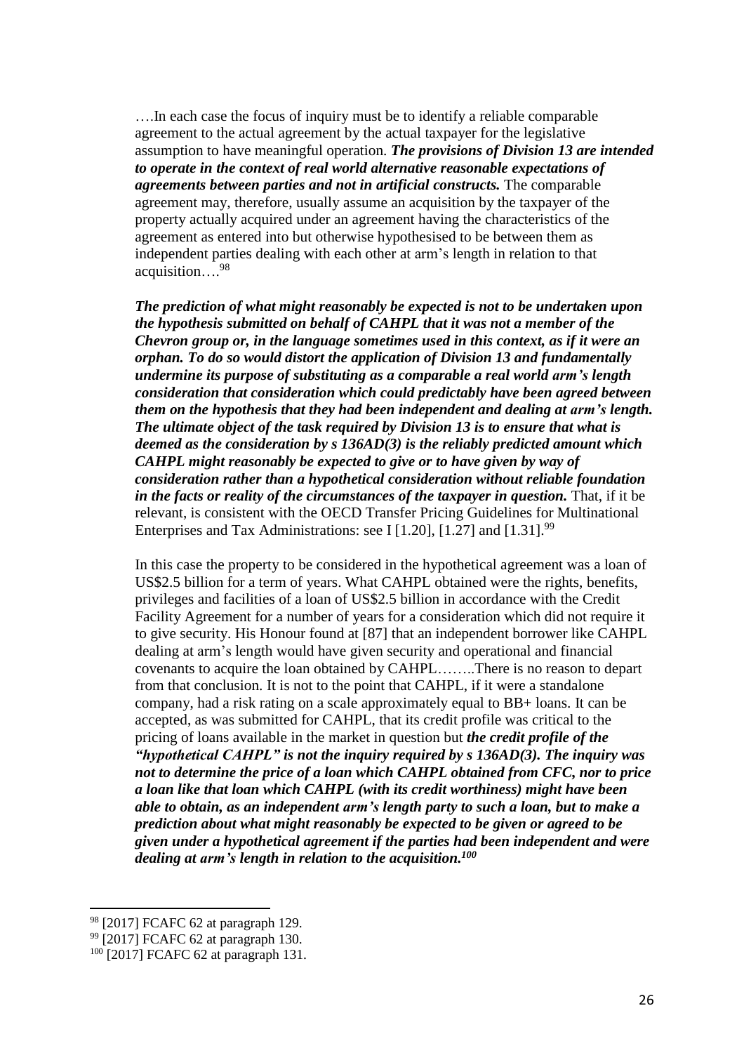….In each case the focus of inquiry must be to identify a reliable comparable agreement to the actual agreement by the actual taxpayer for the legislative assumption to have meaningful operation. ***The provisions of Division 13 are intended to operate in the context of real world alternative reasonable expectations of agreements between parties and not in artificial constructs.*** The comparable agreement may, therefore, usually assume an acquisition by the taxpayer of the property actually acquired under an agreement having the characteristics of the agreement as entered into but otherwise hypothesised to be between them as independent parties dealing with each other at arm's length in relation to that acquisition….[98]

***The prediction of what might reasonably be expected is not to be undertaken upon the hypothesis submitted on behalf of CAHPL that it was not a member of the Chevron group or, in the language sometimes used in this context, as if it were an orphan. To do so would distort the application of Division 13 and fundamentally undermine its purpose of substituting as a comparable a real world arm's length consideration that consideration which could predictably have been agreed between them on the hypothesis that they had been independent and dealing at arm's length. The ultimate object of the task required by Division 13 is to ensure that what is deemed as the consideration by s 136AD(3) is the reliably predicted amount which CAHPL might reasonably be expected to give or to have given by way of consideration rather than a hypothetical consideration without reliable foundation in the facts or reality of the circumstances of the taxpayer in question.*** That, if it be relevant, is consistent with the OECD Transfer Pricing Guidelines for Multinational Enterprises and Tax Administrations: see I [1.20], [1.27] and [1.31].[99]

In this case the property to be considered in the hypothetical agreement was a loan of US$2.5 billion for a term of years. What CAHPL obtained were the rights, benefits, privileges and facilities of a loan of US$2.5 billion in accordance with the Credit Facility Agreement for a number of years for a consideration which did not require it to give security. His Honour found at [87] that an independent borrower like CAHPL dealing at arm's length would have given security and operational and financial covenants to acquire the loan obtained by CAHPL……..There is no reason to depart from that conclusion. It is not to the point that CAHPL, if it were a standalone company, had a risk rating on a scale approximately equal to BB+ loans. It can be accepted, as was submitted for CAHPL, that its credit profile was critical to the pricing of loans available in the market in question but ***the credit profile of the "hypothetical CAHPL" is not the inquiry required by s 136AD(3). The inquiry was not to determine the price of a loan which CAHPL obtained from CFC, nor to price a loan like that loan which CAHPL (with its credit worthiness) might have been able to obtain, as an independent arm's length party to such a loan, but to make a prediction about what might reasonably be expected to be given or agreed to be given under a hypothetical agreement if the parties had been independent and were dealing at arm's length in relation to the acquisition.***[100]

---

[98] [2017] FCAFC 62 at paragraph 129.

[99] [2017] FCAFC 62 at paragraph 130.

[100] [2017] FCAFC 62 at paragraph 131.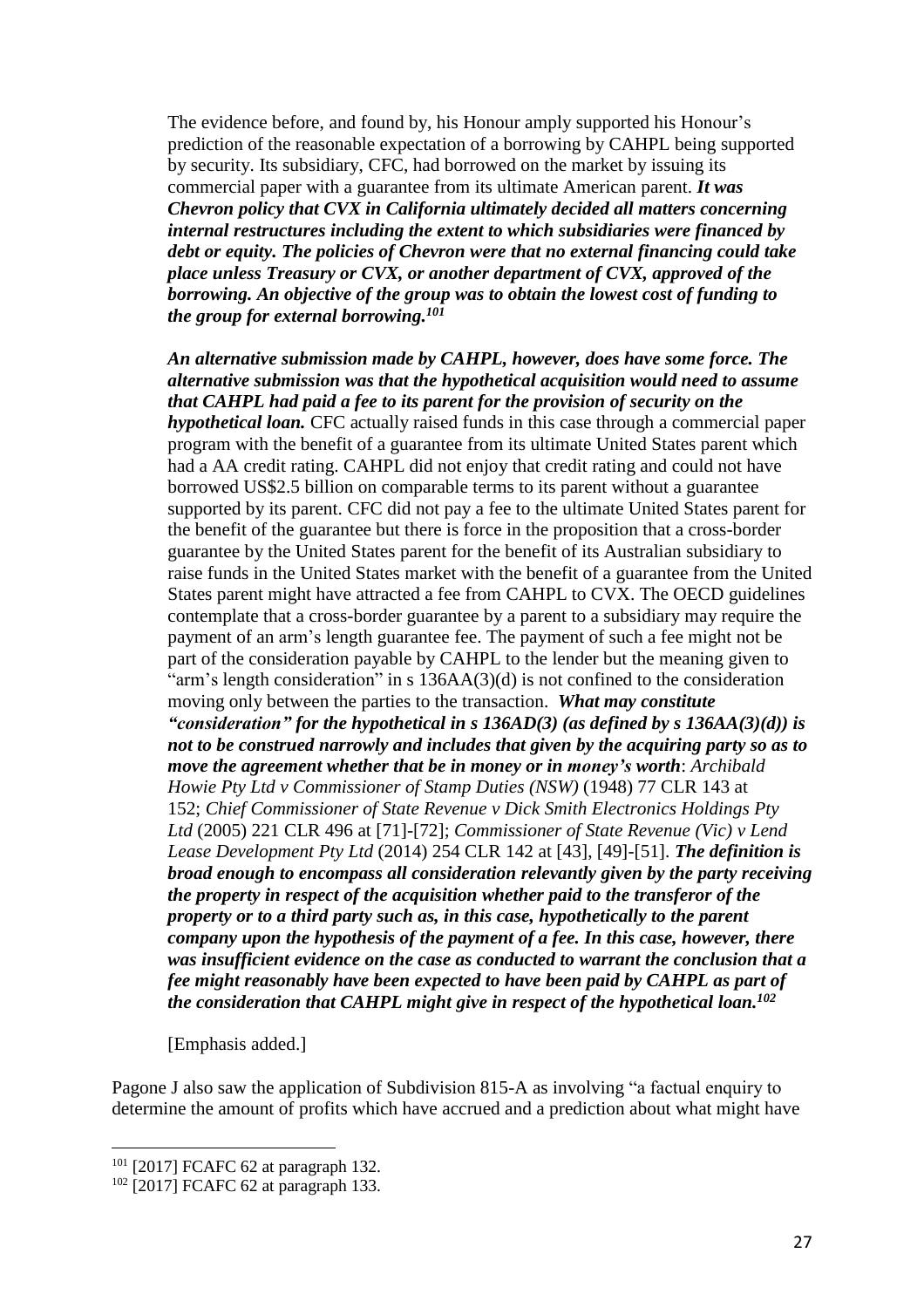The evidence before, and found by, his Honour amply supported his Honour's prediction of the reasonable expectation of a borrowing by CAHPL being supported by security. Its subsidiary, CFC, had borrowed on the market by issuing its commercial paper with a guarantee from its ultimate American parent. ***It was Chevron policy that CVX in California ultimately decided all matters concerning internal restructures including the extent to which subsidiaries were financed by debt or equity. The policies of Chevron were that no external financing could take place unless Treasury or CVX, or another department of CVX, approved of the borrowing. An objective of the group was to obtain the lowest cost of funding to the group for external borrowing.***[101]

> ***An alternative submission made by CAHPL, however, does have some force. The alternative submission was that the hypothetical acquisition would need to assume that CAHPL had paid a fee to its parent for the provision of security on the hypothetical loan.*** CFC actually raised funds in this case through a commercial paper program with the benefit of a guarantee from its ultimate United States parent which had a AA credit rating. CAHPL did not enjoy that credit rating and could not have borrowed US$2.5 billion on comparable terms to its parent without a guarantee supported by its parent. CFC did not pay a fee to the ultimate United States parent for the benefit of the guarantee but there is force in the proposition that a cross-border guarantee by the United States parent for the benefit of its Australian subsidiary to raise funds in the United States market with the benefit of a guarantee from the United States parent might have attracted a fee from CAHPL to CVX. The OECD guidelines contemplate that a cross-border guarantee by a parent to a subsidiary may require the payment of an arm's length guarantee fee. The payment of such a fee might not be part of the consideration payable by CAHPL to the lender but the meaning given to "arm's length consideration" in s 136AA(3)(d) is not confined to the consideration moving only between the parties to the transaction. ***What may constitute "consideration" for the hypothetical in s 136AD(3) (as defined by s 136AA(3)(d)) is not to be construed narrowly and includes that given by the acquiring party so as to move the agreement whether that be in money or in money's worth***: *Archibald Howie Pty Ltd v Commissioner of Stamp Duties (NSW)* (1948) 77 CLR 143 at 152; *Chief Commissioner of State Revenue v Dick Smith Electronics Holdings Pty Ltd* (2005) 221 CLR 496 at [71]-[72]; *Commissioner of State Revenue (Vic) v Lend Lease Development Pty Ltd* (2014) 254 CLR 142 at [43], [49]-[51]. ***The definition is broad enough to encompass all consideration relevantly given by the party receiving the property in respect of the acquisition whether paid to the transferor of the property or to a third party such as, in this case, hypothetically to the parent company upon the hypothesis of the payment of a fee. In this case, however, there was insufficient evidence on the case as conducted to warrant the conclusion that a fee might reasonably have been expected to have been paid by CAHPL as part of the consideration that CAHPL might give in respect of the hypothetical loan.***[102]
>
> [Emphasis added.]

Pagone J also saw the application of Subdivision 815-A as involving "a factual enquiry to determine the amount of profits which have accrued and a prediction about what might have

---

[101] [2017] FCAFC 62 at paragraph 132.

[102] [2017] FCAFC 62 at paragraph 133.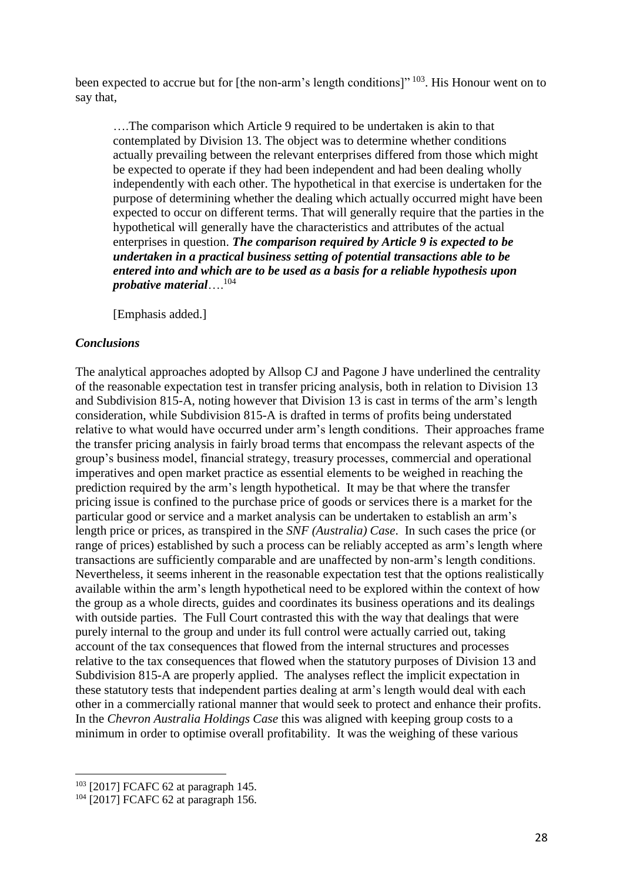been expected to accrue but for [the non-arm's length conditions]"[103]. His Honour went on to say that,

> ….The comparison which Article 9 required to be undertaken is akin to that contemplated by Division 13. The object was to determine whether conditions actually prevailing between the relevant enterprises differed from those which might be expected to operate if they had been independent and had been dealing wholly independently with each other. The hypothetical in that exercise is undertaken for the purpose of determining whether the dealing which actually occurred might have been expected to occur on different terms. That will generally require that the parties in the hypothetical will generally have the characteristics and attributes of the actual enterprises in question. ***The comparison required by Article 9 is expected to be undertaken in a practical business setting of potential transactions able to be entered into and which are to be used as a basis for a reliable hypothesis upon probative material***….[104]
>
> [Emphasis added.]

### *Conclusions*

The analytical approaches adopted by Allsop CJ and Pagone J have underlined the centrality of the reasonable expectation test in transfer pricing analysis, both in relation to Division 13 and Subdivision 815-A, noting however that Division 13 is cast in terms of the arm's length consideration, while Subdivision 815-A is drafted in terms of profits being understated relative to what would have occurred under arm's length conditions. Their approaches frame the transfer pricing analysis in fairly broad terms that encompass the relevant aspects of the group's business model, financial strategy, treasury processes, commercial and operational imperatives and open market practice as essential elements to be weighed in reaching the prediction required by the arm's length hypothetical. It may be that where the transfer pricing issue is confined to the purchase price of goods or services there is a market for the particular good or service and a market analysis can be undertaken to establish an arm's length price or prices, as transpired in the *SNF (Australia) Case*. In such cases the price (or range of prices) established by such a process can be reliably accepted as arm's length where transactions are sufficiently comparable and are unaffected by non-arm's length conditions. Nevertheless, it seems inherent in the reasonable expectation test that the options realistically available within the arm's length hypothetical need to be explored within the context of how the group as a whole directs, guides and coordinates its business operations and its dealings with outside parties. The Full Court contrasted this with the way that dealings that were purely internal to the group and under its full control were actually carried out, taking account of the tax consequences that flowed from the internal structures and processes relative to the tax consequences that flowed when the statutory purposes of Division 13 and Subdivision 815-A are properly applied. The analyses reflect the implicit expectation in these statutory tests that independent parties dealing at arm's length would deal with each other in a commercially rational manner that would seek to protect and enhance their profits. In the *Chevron Australia Holdings Case* this was aligned with keeping group costs to a minimum in order to optimise overall profitability. It was the weighing of these various

[103] [2017] FCAFC 62 at paragraph 145.

[104] [2017] FCAFC 62 at paragraph 156.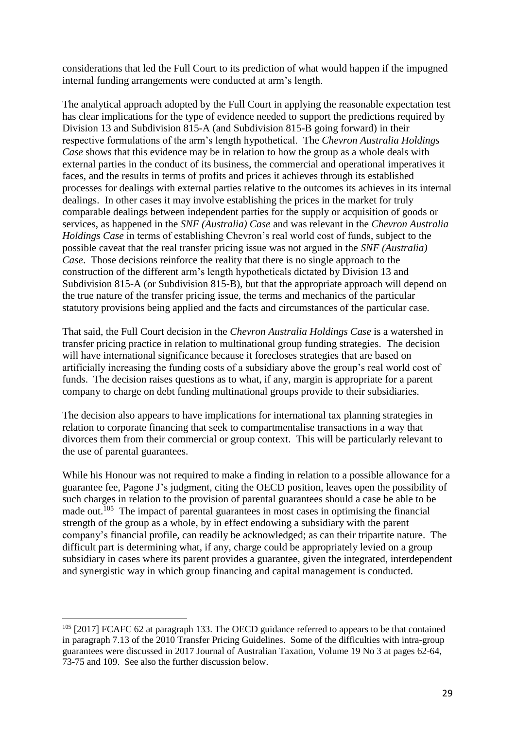considerations that led the Full Court to its prediction of what would happen if the impugned internal funding arrangements were conducted at arm's length.

The analytical approach adopted by the Full Court in applying the reasonable expectation test has clear implications for the type of evidence needed to support the predictions required by Division 13 and Subdivision 815-A (and Subdivision 815-B going forward) in their respective formulations of the arm's length hypothetical. The *Chevron Australia Holdings Case* shows that this evidence may be in relation to how the group as a whole deals with external parties in the conduct of its business, the commercial and operational imperatives it faces, and the results in terms of profits and prices it achieves through its established processes for dealings with external parties relative to the outcomes its achieves in its internal dealings. In other cases it may involve establishing the prices in the market for truly comparable dealings between independent parties for the supply or acquisition of goods or services, as happened in the *SNF (Australia) Case* and was relevant in the *Chevron Australia Holdings Case* in terms of establishing Chevron's real world cost of funds, subject to the possible caveat that the real transfer pricing issue was not argued in the *SNF (Australia) Case*. Those decisions reinforce the reality that there is no single approach to the construction of the different arm's length hypotheticals dictated by Division 13 and Subdivision 815-A (or Subdivision 815-B), but that the appropriate approach will depend on the true nature of the transfer pricing issue, the terms and mechanics of the particular statutory provisions being applied and the facts and circumstances of the particular case.

That said, the Full Court decision in the *Chevron Australia Holdings Case* is a watershed in transfer pricing practice in relation to multinational group funding strategies. The decision will have international significance because it forecloses strategies that are based on artificially increasing the funding costs of a subsidiary above the group's real world cost of funds. The decision raises questions as to what, if any, margin is appropriate for a parent company to charge on debt funding multinational groups provide to their subsidiaries.

The decision also appears to have implications for international tax planning strategies in relation to corporate financing that seek to compartmentalise transactions in a way that divorces them from their commercial or group context. This will be particularly relevant to the use of parental guarantees.

While his Honour was not required to make a finding in relation to a possible allowance for a guarantee fee, Pagone J's judgment, citing the OECD position, leaves open the possibility of such charges in relation to the provision of parental guarantees should a case be able to be made out.[105] The impact of parental guarantees in most cases in optimising the financial strength of the group as a whole, by in effect endowing a subsidiary with the parent company's financial profile, can readily be acknowledged; as can their tripartite nature. The difficult part is determining what, if any, charge could be appropriately levied on a group subsidiary in cases where its parent provides a guarantee, given the integrated, interdependent and synergistic way in which group financing and capital management is conducted.

---

[105] [2017] FCAFC 62 at paragraph 133. The OECD guidance referred to appears to be that contained in paragraph 7.13 of the 2010 Transfer Pricing Guidelines. Some of the difficulties with intra-group guarantees were discussed in 2017 Journal of Australian Taxation, Volume 19 No 3 at pages 62-64, 73-75 and 109. See also the further discussion below.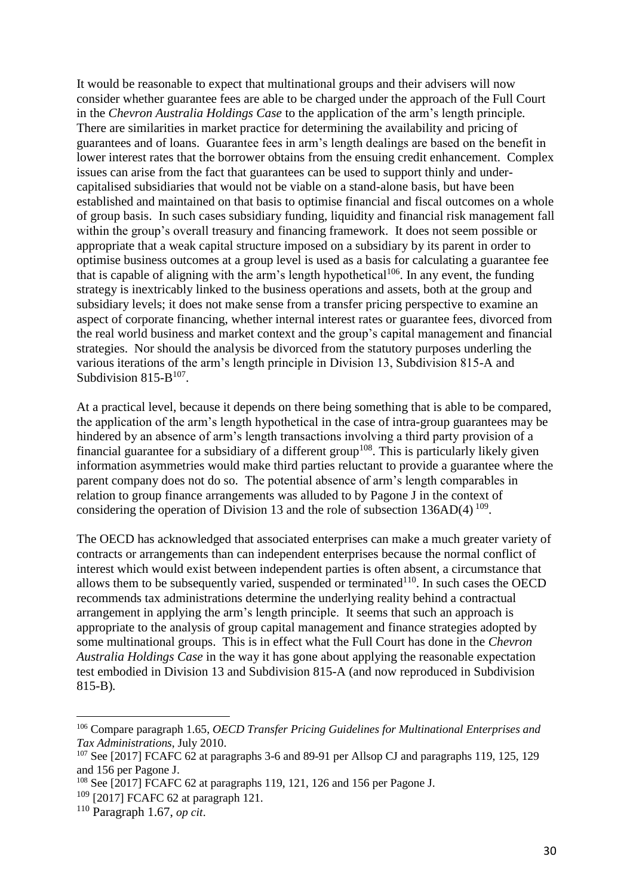It would be reasonable to expect that multinational groups and their advisers will now consider whether guarantee fees are able to be charged under the approach of the Full Court in the *Chevron Australia Holdings Case* to the application of the arm's length principle. There are similarities in market practice for determining the availability and pricing of guarantees and of loans. Guarantee fees in arm's length dealings are based on the benefit in lower interest rates that the borrower obtains from the ensuing credit enhancement. Complex issues can arise from the fact that guarantees can be used to support thinly and under-capitalised subsidiaries that would not be viable on a stand-alone basis, but have been established and maintained on that basis to optimise financial and fiscal outcomes on a whole of group basis. In such cases subsidiary funding, liquidity and financial risk management fall within the group's overall treasury and financing framework. It does not seem possible or appropriate that a weak capital structure imposed on a subsidiary by its parent in order to optimise business outcomes at a group level is used as a basis for calculating a guarantee fee that is capable of aligning with the arm's length hypothetical[106]. In any event, the funding strategy is inextricably linked to the business operations and assets, both at the group and subsidiary levels; it does not make sense from a transfer pricing perspective to examine an aspect of corporate financing, whether internal interest rates or guarantee fees, divorced from the real world business and market context and the group's capital management and financial strategies. Nor should the analysis be divorced from the statutory purposes underling the various iterations of the arm's length principle in Division 13, Subdivision 815-A and Subdivision 815-B[107].

At a practical level, because it depends on there being something that is able to be compared, the application of the arm's length hypothetical in the case of intra-group guarantees may be hindered by an absence of arm's length transactions involving a third party provision of a financial guarantee for a subsidiary of a different group[108]. This is particularly likely given information asymmetries would make third parties reluctant to provide a guarantee where the parent company does not do so. The potential absence of arm's length comparables in relation to group finance arrangements was alluded to by Pagone J in the context of considering the operation of Division 13 and the role of subsection 136AD(4)[109].

The OECD has acknowledged that associated enterprises can make a much greater variety of contracts or arrangements than can independent enterprises because the normal conflict of interest which would exist between independent parties is often absent, a circumstance that allows them to be subsequently varied, suspended or terminated[110]. In such cases the OECD recommends tax administrations determine the underlying reality behind a contractual arrangement in applying the arm's length principle. It seems that such an approach is appropriate to the analysis of group capital management and finance strategies adopted by some multinational groups. This is in effect what the Full Court has done in the *Chevron Australia Holdings Case* in the way it has gone about applying the reasonable expectation test embodied in Division 13 and Subdivision 815-A (and now reproduced in Subdivision 815-B).

---

[106] Compare paragraph 1.65, *OECD Transfer Pricing Guidelines for Multinational Enterprises and Tax Administrations*, July 2010.

[107] See [2017] FCAFC 62 at paragraphs 3-6 and 89-91 per Allsop CJ and paragraphs 119, 125, 129 and 156 per Pagone J.

[108] See [2017] FCAFC 62 at paragraphs 119, 121, 126 and 156 per Pagone J.

[109] [2017] FCAFC 62 at paragraph 121.

[110] Paragraph 1.67, *op cit*.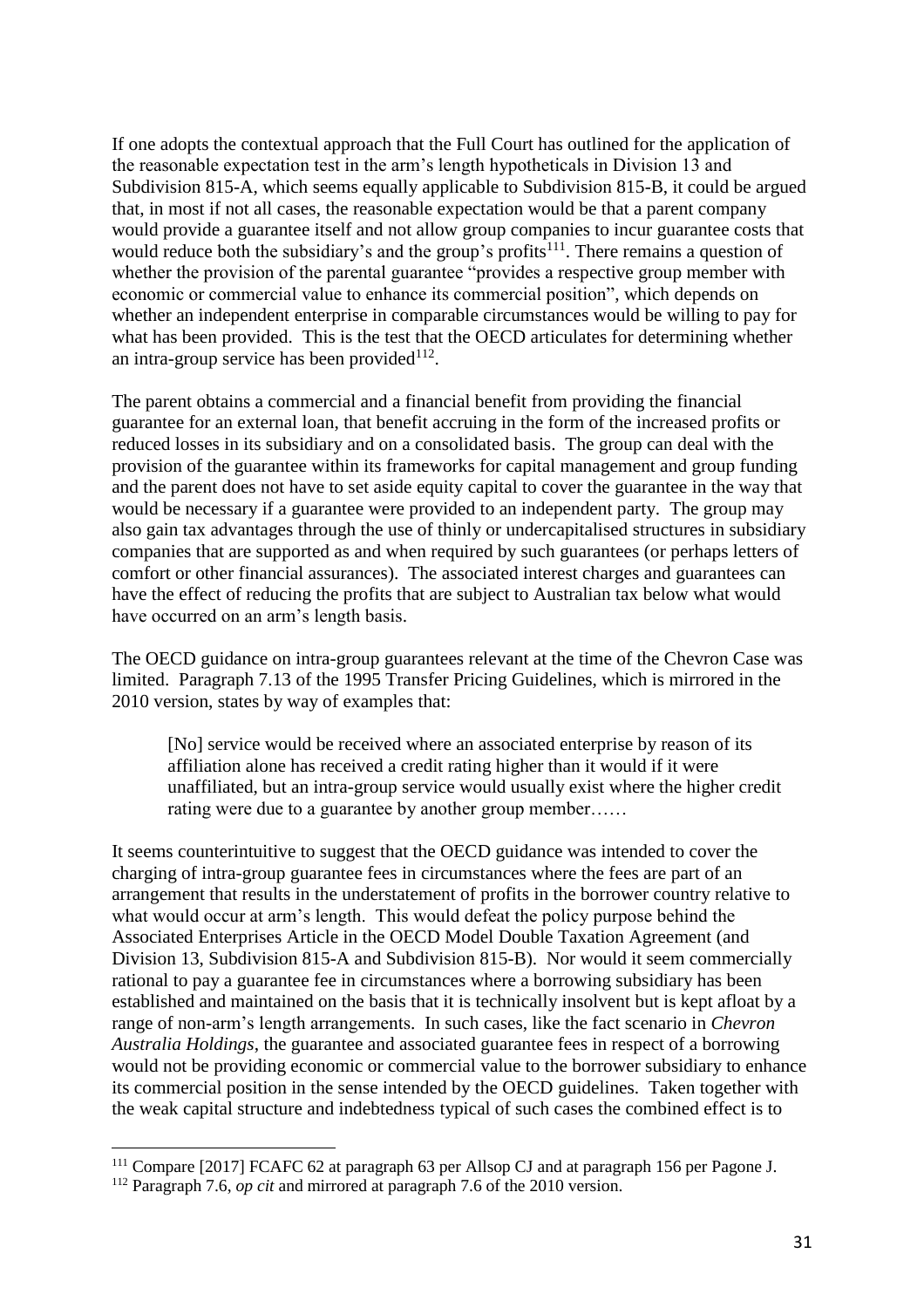If one adopts the contextual approach that the Full Court has outlined for the application of the reasonable expectation test in the arm's length hypotheticals in Division 13 and Subdivision 815-A, which seems equally applicable to Subdivision 815-B, it could be argued that, in most if not all cases, the reasonable expectation would be that a parent company would provide a guarantee itself and not allow group companies to incur guarantee costs that would reduce both the subsidiary's and the group's profits[111]. There remains a question of whether the provision of the parental guarantee "provides a respective group member with economic or commercial value to enhance its commercial position", which depends on whether an independent enterprise in comparable circumstances would be willing to pay for what has been provided. This is the test that the OECD articulates for determining whether an intra-group service has been provided[112].

The parent obtains a commercial and a financial benefit from providing the financial guarantee for an external loan, that benefit accruing in the form of the increased profits or reduced losses in its subsidiary and on a consolidated basis. The group can deal with the provision of the guarantee within its frameworks for capital management and group funding and the parent does not have to set aside equity capital to cover the guarantee in the way that would be necessary if a guarantee were provided to an independent party. The group may also gain tax advantages through the use of thinly or undercapitalised structures in subsidiary companies that are supported as and when required by such guarantees (or perhaps letters of comfort or other financial assurances). The associated interest charges and guarantees can have the effect of reducing the profits that are subject to Australian tax below what would have occurred on an arm's length basis.

The OECD guidance on intra-group guarantees relevant at the time of the Chevron Case was limited. Paragraph 7.13 of the 1995 Transfer Pricing Guidelines, which is mirrored in the 2010 version, states by way of examples that:

> [No] service would be received where an associated enterprise by reason of its affiliation alone has received a credit rating higher than it would if it were unaffiliated, but an intra-group service would usually exist where the higher credit rating were due to a guarantee by another group member……

It seems counterintuitive to suggest that the OECD guidance was intended to cover the charging of intra-group guarantee fees in circumstances where the fees are part of an arrangement that results in the understatement of profits in the borrower country relative to what would occur at arm's length. This would defeat the policy purpose behind the Associated Enterprises Article in the OECD Model Double Taxation Agreement (and Division 13, Subdivision 815-A and Subdivision 815-B). Nor would it seem commercially rational to pay a guarantee fee in circumstances where a borrowing subsidiary has been established and maintained on the basis that it is technically insolvent but is kept afloat by a range of non-arm's length arrangements. In such cases, like the fact scenario in *Chevron Australia Holdings*, the guarantee and associated guarantee fees in respect of a borrowing would not be providing economic or commercial value to the borrower subsidiary to enhance its commercial position in the sense intended by the OECD guidelines. Taken together with the weak capital structure and indebtedness typical of such cases the combined effect is to

---

[111] Compare [2017] FCAFC 62 at paragraph 63 per Allsop CJ and at paragraph 156 per Pagone J.

[112] Paragraph 7.6, *op cit* and mirrored at paragraph 7.6 of the 2010 version.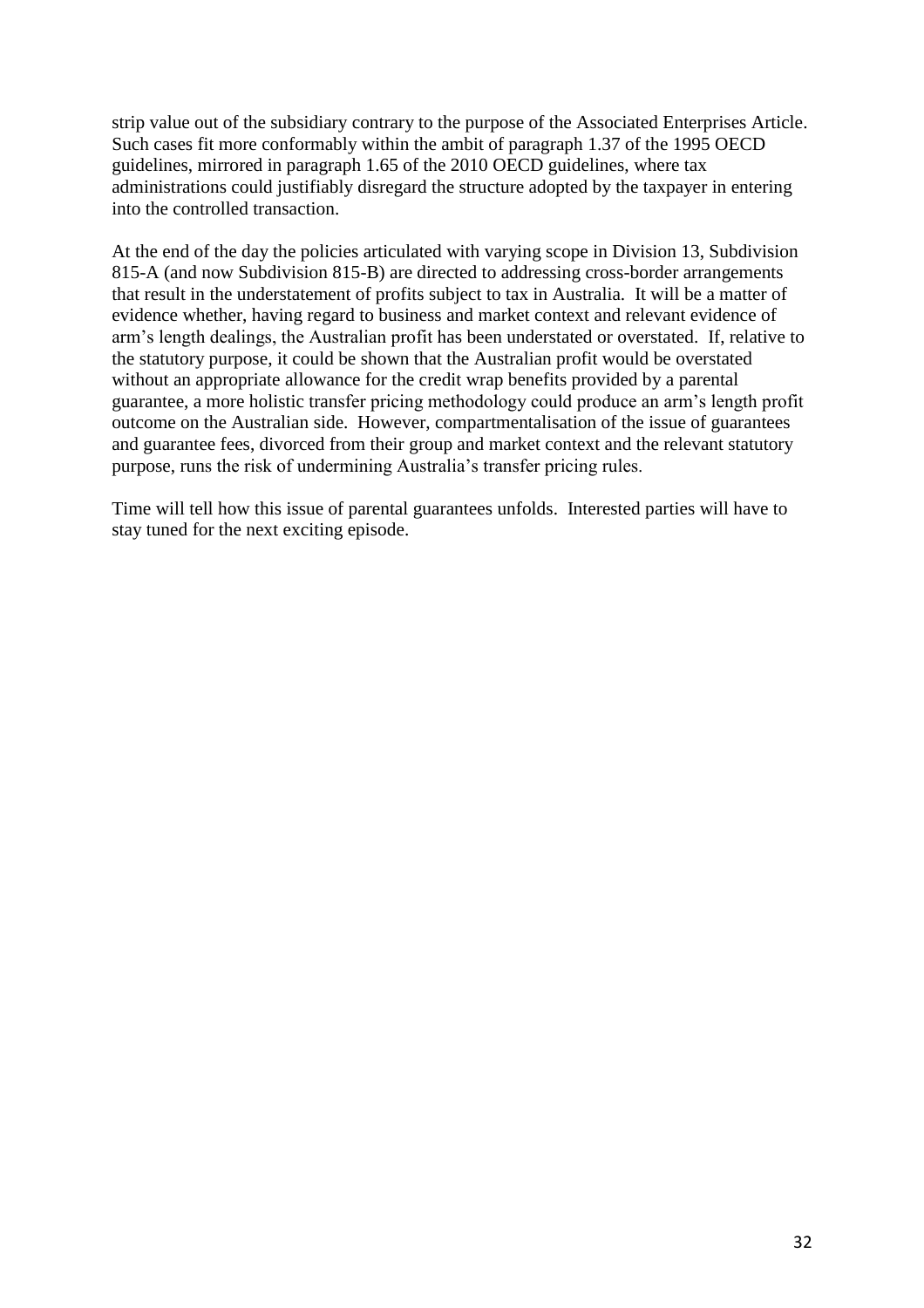strip value out of the subsidiary contrary to the purpose of the Associated Enterprises Article. Such cases fit more conformably within the ambit of paragraph 1.37 of the 1995 OECD guidelines, mirrored in paragraph 1.65 of the 2010 OECD guidelines, where tax administrations could justifiably disregard the structure adopted by the taxpayer in entering into the controlled transaction.

At the end of the day the policies articulated with varying scope in Division 13, Subdivision 815-A (and now Subdivision 815-B) are directed to addressing cross-border arrangements that result in the understatement of profits subject to tax in Australia. It will be a matter of evidence whether, having regard to business and market context and relevant evidence of arm's length dealings, the Australian profit has been understated or overstated. If, relative to the statutory purpose, it could be shown that the Australian profit would be overstated without an appropriate allowance for the credit wrap benefits provided by a parental guarantee, a more holistic transfer pricing methodology could produce an arm's length profit outcome on the Australian side. However, compartmentalisation of the issue of guarantees and guarantee fees, divorced from their group and market context and the relevant statutory purpose, runs the risk of undermining Australia's transfer pricing rules.

Time will tell how this issue of parental guarantees unfolds. Interested parties will have to stay tuned for the next exciting episode.